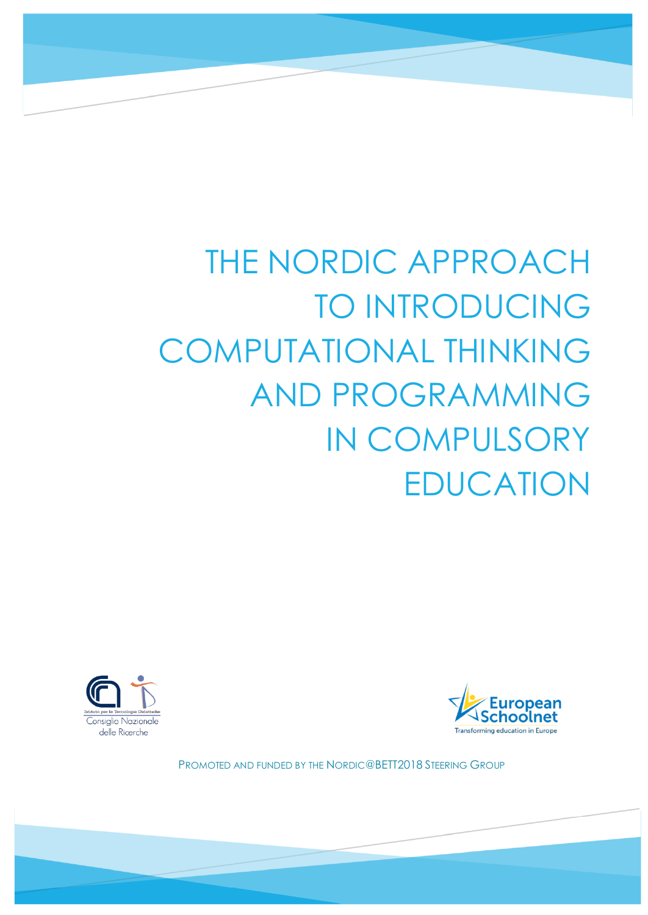# THE NORDIC APPROACH TO INTRODUCING COMPUTATIONAL THINKING AND PROGRAMMING IN COMPULSORY EDUCATION

Istituto per le Tecnologie Didattiche
Consiglio Nazionale delle Ricerche

European Schoolnet
Transforming education in Europe

PROMOTED AND FUNDED BY THE NORDIC@BETT2018 STEERING GROUP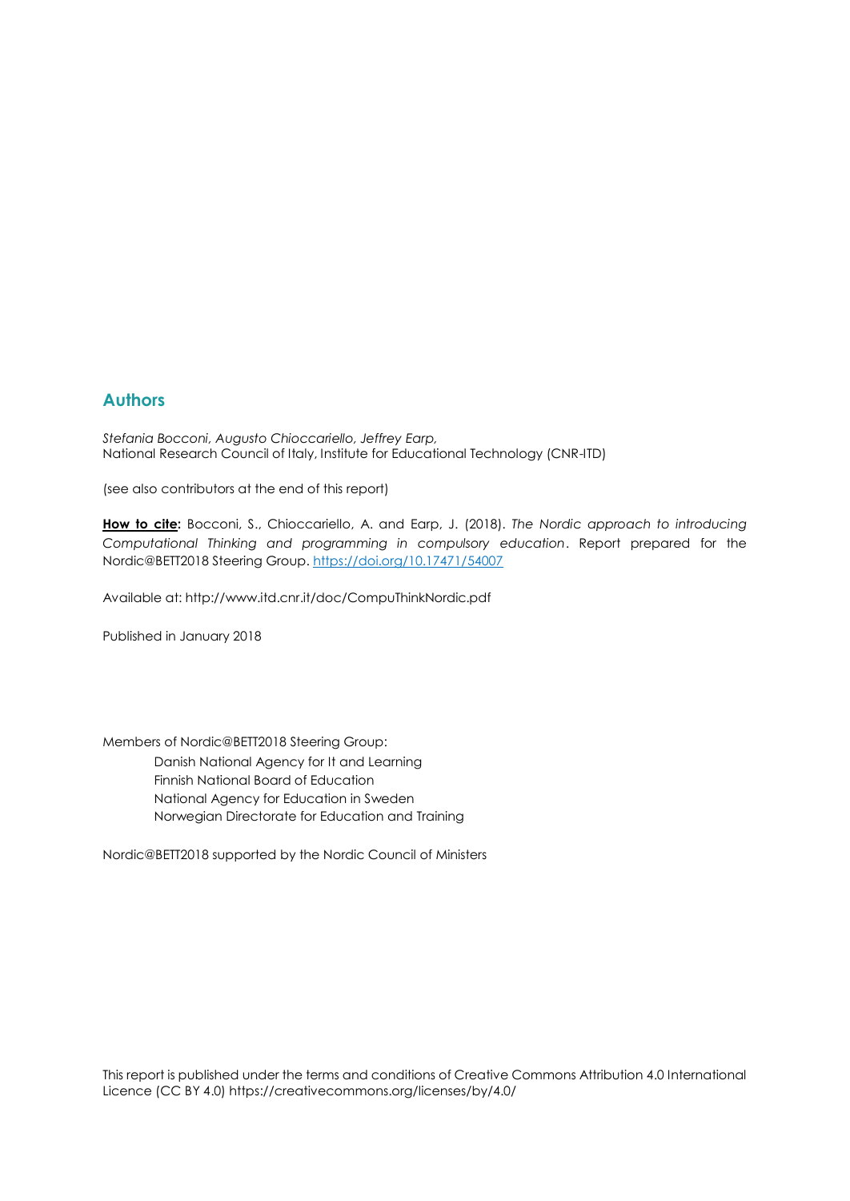## Authors

*Stefania Bocconi, Augusto Chioccariello, Jeffrey Earp,*
National Research Council of Italy, Institute for Educational Technology (CNR-ITD)

(see also contributors at the end of this report)

**How to cite:** Bocconi, S., Chioccariello, A. and Earp, J. (2018). *The Nordic approach to introducing Computational Thinking and programming in compulsory education*. Report prepared for the Nordic@BETT2018 Steering Group. https://doi.org/10.17471/54007

Available at: http://www.itd.cnr.it/doc/CompuThinkNordic.pdf

Published in January 2018

Members of Nordic@BETT2018 Steering Group:

- Danish National Agency for It and Learning
- Finnish National Board of Education
- National Agency for Education in Sweden
- Norwegian Directorate for Education and Training

Nordic@BETT2018 supported by the Nordic Council of Ministers

This report is published under the terms and conditions of Creative Commons Attribution 4.0 International Licence (CC BY 4.0) https://creativecommons.org/licenses/by/4.0/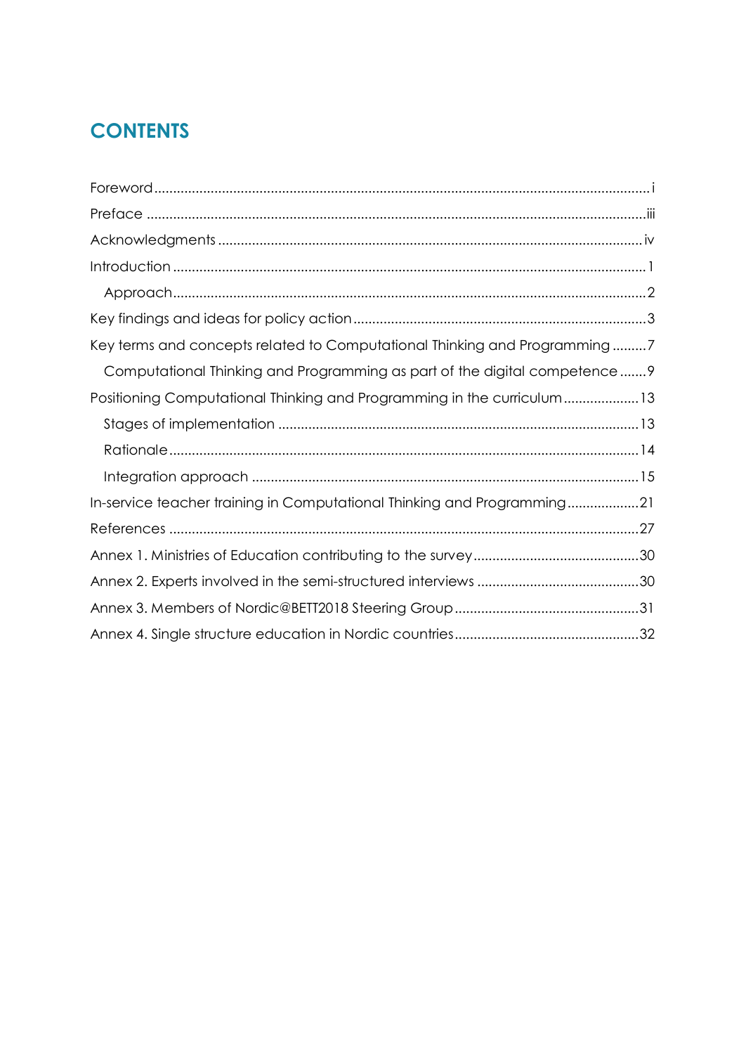# CONTENTS

Foreword ........................................................................................................................ i

Preface ......................................................................................................................... iii

Acknowledgments ..................................................................................................... iv

Introduction ................................................................................................................... 1

- Approach ................................................................................................................. 2

Key findings and ideas for policy action ..................................................................... 3

Key terms and concepts related to Computational Thinking and Programming ......... 7

- Computational Thinking and Programming as part of the digital competence ....... 9

Positioning Computational Thinking and Programming in the curriculum .................... 13

- Stages of implementation ...................................................................................... 13
- Rationale ................................................................................................................. 14
- Integration approach .............................................................................................. 15

In-service teacher training in Computational Thinking and Programming ................... 21

References ................................................................................................................... 27

Annex 1. Ministries of Education contributing to the survey ........................................ 30

Annex 2. Experts involved in the semi-structured interviews ....................................... 30

Annex 3. Members of Nordic@BETT2018 Steering Group ............................................. 31

Annex 4. Single structure education in Nordic countries ............................................. 32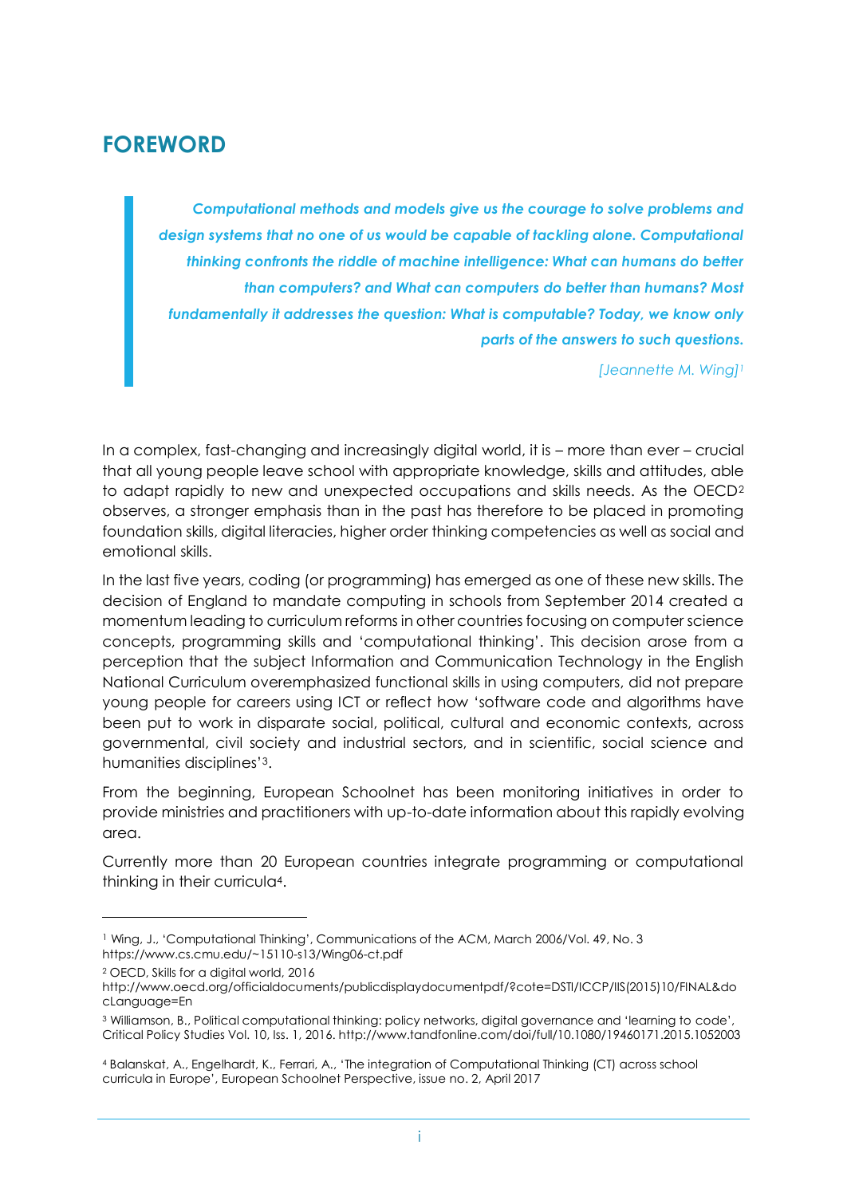# FOREWORD

> ***Computational methods and models give us the courage to solve problems and design systems that no one of us would be capable of tackling alone. Computational thinking confronts the riddle of machine intelligence: What can humans do better than computers? and What can computers do better than humans? Most fundamentally it addresses the question: What is computable? Today, we know only parts of the answers to such questions.***
>
> *[Jeannette M. Wing][1]*

In a complex, fast-changing and increasingly digital world, it is – more than ever – crucial that all young people leave school with appropriate knowledge, skills and attitudes, able to adapt rapidly to new and unexpected occupations and skills needs. As the OECD[2] observes, a stronger emphasis than in the past has therefore to be placed in promoting foundation skills, digital literacies, higher order thinking competencies as well as social and emotional skills.

In the last five years, coding (or programming) has emerged as one of these new skills. The decision of England to mandate computing in schools from September 2014 created a momentum leading to curriculum reforms in other countries focusing on computer science concepts, programming skills and 'computational thinking'. This decision arose from a perception that the subject Information and Communication Technology in the English National Curriculum overemphasized functional skills in using computers, did not prepare young people for careers using ICT or reflect how 'software code and algorithms have been put to work in disparate social, political, cultural and economic contexts, across governmental, civil society and industrial sectors, and in scientific, social science and humanities disciplines'[3].

From the beginning, European Schoolnet has been monitoring initiatives in order to provide ministries and practitioners with up-to-date information about this rapidly evolving area.

Currently more than 20 European countries integrate programming or computational thinking in their curricula[4].

---

[1] Wing, J., 'Computational Thinking', Communications of the ACM, March 2006/Vol. 49, No. 3 https://www.cs.cmu.edu/~15110-s13/Wing06-ct.pdf

[2] OECD, Skills for a digital world, 2016 http://www.oecd.org/officialdocuments/publicdisplaydocumentpdf/?cote=DSTI/ICCP/IIS(2015)10/FINAL&docLanguage=En

[3] Williamson, B., Political computational thinking: policy networks, digital governance and 'learning to code', Critical Policy Studies Vol. 10, Iss. 1, 2016. http://www.tandfonline.com/doi/full/10.1080/19460171.2015.1052003

[4] Balanskat, A., Engelhardt, K., Ferrari, A., 'The integration of Computational Thinking (CT) across school curricula in Europe', European Schoolnet Perspective, issue no. 2, April 2017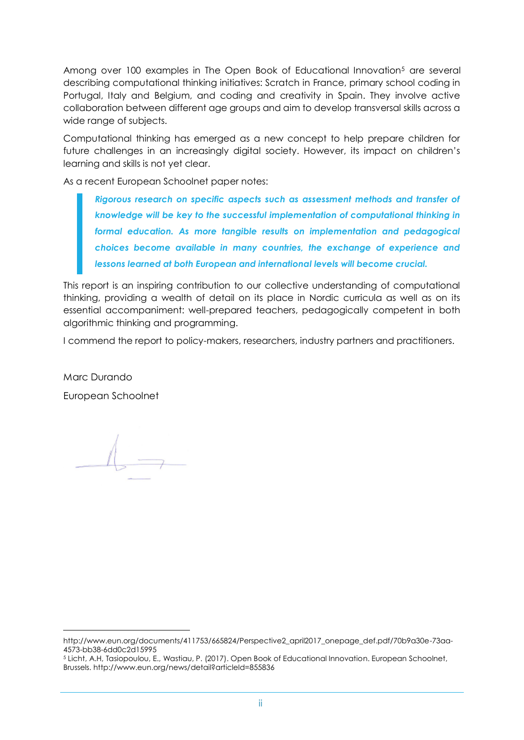Among over 100 examples in The Open Book of Educational Innovation[5] are several describing computational thinking initiatives: Scratch in France, primary school coding in Portugal, Italy and Belgium, and coding and creativity in Spain. They involve active collaboration between different age groups and aim to develop transversal skills across a wide range of subjects.

Computational thinking has emerged as a new concept to help prepare children for future challenges in an increasingly digital society. However, its impact on children's learning and skills is not yet clear.

As a recent European Schoolnet paper notes:

> ***Rigorous research on specific aspects such as assessment methods and transfer of knowledge will be key to the successful implementation of computational thinking in formal education. As more tangible results on implementation and pedagogical choices become available in many countries, the exchange of experience and lessons learned at both European and international levels will become crucial.***

This report is an inspiring contribution to our collective understanding of computational thinking, providing a wealth of detail on its place in Nordic curricula as well as on its essential accompaniment: well-prepared teachers, pedagogically competent in both algorithmic thinking and programming.

I commend the report to policy-makers, researchers, industry partners and practitioners.

Marc Durando

European Schoolnet

---

http://www.eun.org/documents/411753/665824/Perspective2_april2017_onepage_def.pdf/70b9a30e-73aa-4573-bb38-6dd0c2d15995

[5] Licht, A.H, Tasiopoulou, E., Wastiau, P. (2017). Open Book of Educational Innovation. European Schoolnet, Brussels. http://www.eun.org/news/detail?articleId=855836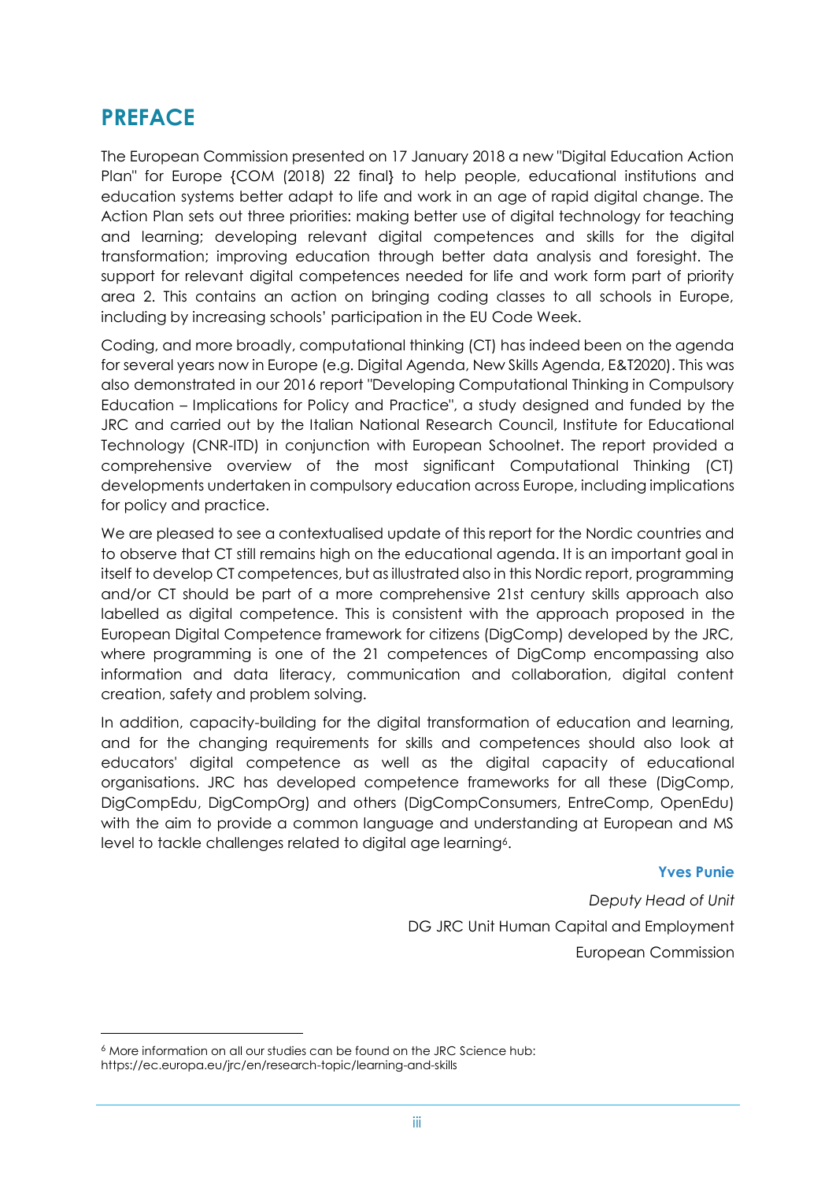# PREFACE

The European Commission presented on 17 January 2018 a new "Digital Education Action Plan" for Europe {COM (2018) 22 final} to help people, educational institutions and education systems better adapt to life and work in an age of rapid digital change. The Action Plan sets out three priorities: making better use of digital technology for teaching and learning; developing relevant digital competences and skills for the digital transformation; improving education through better data analysis and foresight. The support for relevant digital competences needed for life and work form part of priority area 2. This contains an action on bringing coding classes to all schools in Europe, including by increasing schools' participation in the EU Code Week.

Coding, and more broadly, computational thinking (CT) has indeed been on the agenda for several years now in Europe (e.g. Digital Agenda, New Skills Agenda, E&T2020). This was also demonstrated in our 2016 report "Developing Computational Thinking in Compulsory Education – Implications for Policy and Practice", a study designed and funded by the JRC and carried out by the Italian National Research Council, Institute for Educational Technology (CNR-ITD) in conjunction with European Schoolnet. The report provided a comprehensive overview of the most significant Computational Thinking (CT) developments undertaken in compulsory education across Europe, including implications for policy and practice.

We are pleased to see a contextualised update of this report for the Nordic countries and to observe that CT still remains high on the educational agenda. It is an important goal in itself to develop CT competences, but as illustrated also in this Nordic report, programming and/or CT should be part of a more comprehensive 21st century skills approach also labelled as digital competence. This is consistent with the approach proposed in the European Digital Competence framework for citizens (DigComp) developed by the JRC, where programming is one of the 21 competences of DigComp encompassing also information and data literacy, communication and collaboration, digital content creation, safety and problem solving.

In addition, capacity-building for the digital transformation of education and learning, and for the changing requirements for skills and competences should also look at educators' digital competence as well as the digital capacity of educational organisations. JRC has developed competence frameworks for all these (DigComp, DigCompEdu, DigCompOrg) and others (DigCompConsumers, EntreComp, OpenEdu) with the aim to provide a common language and understanding at European and MS level to tackle challenges related to digital age learning[6].

**Yves Punie**

*Deputy Head of Unit*

DG JRC Unit Human Capital and Employment

European Commission

[6] More information on all our studies can be found on the JRC Science hub: https://ec.europa.eu/jrc/en/research-topic/learning-and-skills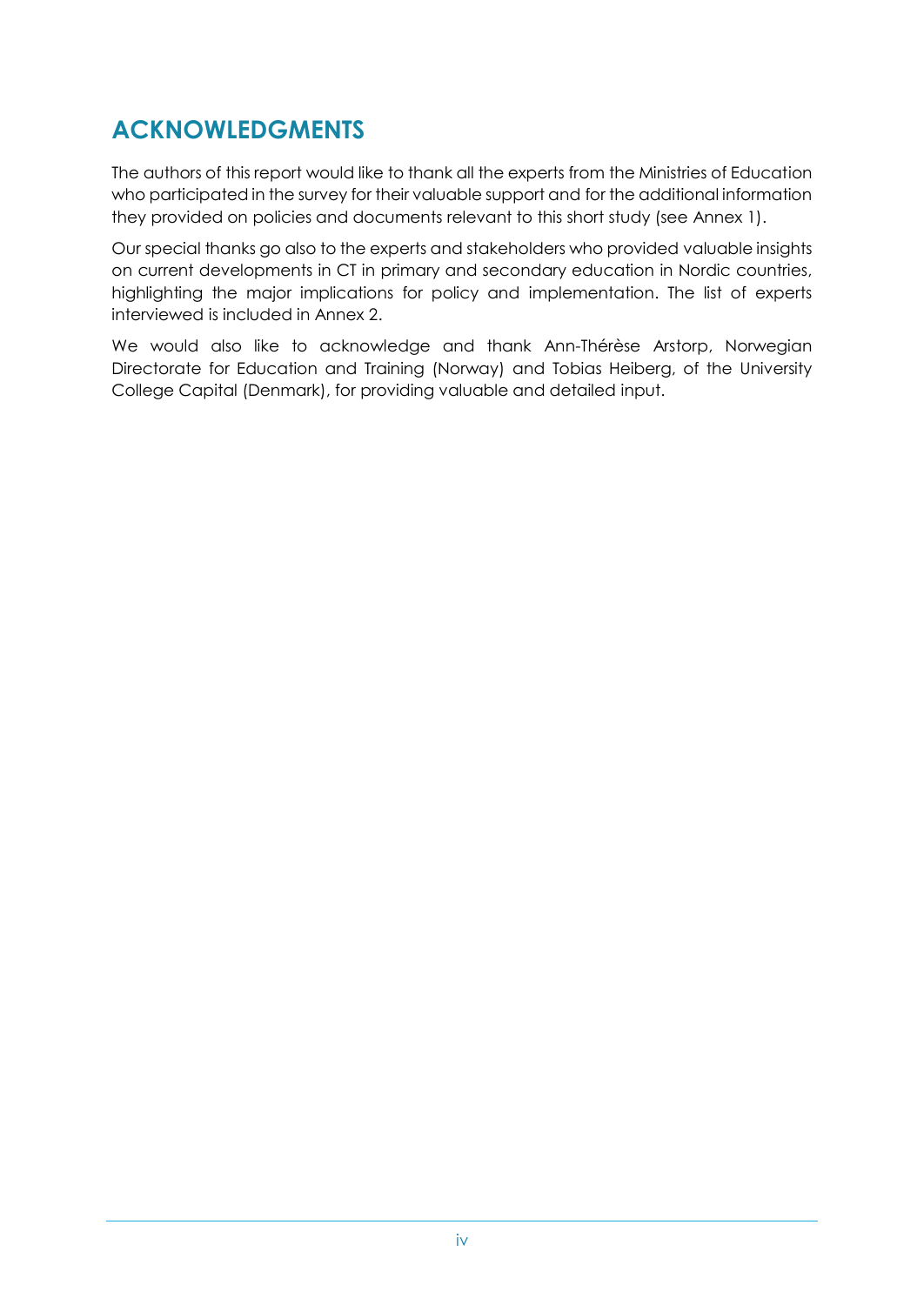## ACKNOWLEDGMENTS

The authors of this report would like to thank all the experts from the Ministries of Education who participated in the survey for their valuable support and for the additional information they provided on policies and documents relevant to this short study (see Annex 1).

Our special thanks go also to the experts and stakeholders who provided valuable insights on current developments in CT in primary and secondary education in Nordic countries, highlighting the major implications for policy and implementation. The list of experts interviewed is included in Annex 2.

We would also like to acknowledge and thank Ann-Thérèse Arstorp, Norwegian Directorate for Education and Training (Norway) and Tobias Heiberg, of the University College Capital (Denmark), for providing valuable and detailed input.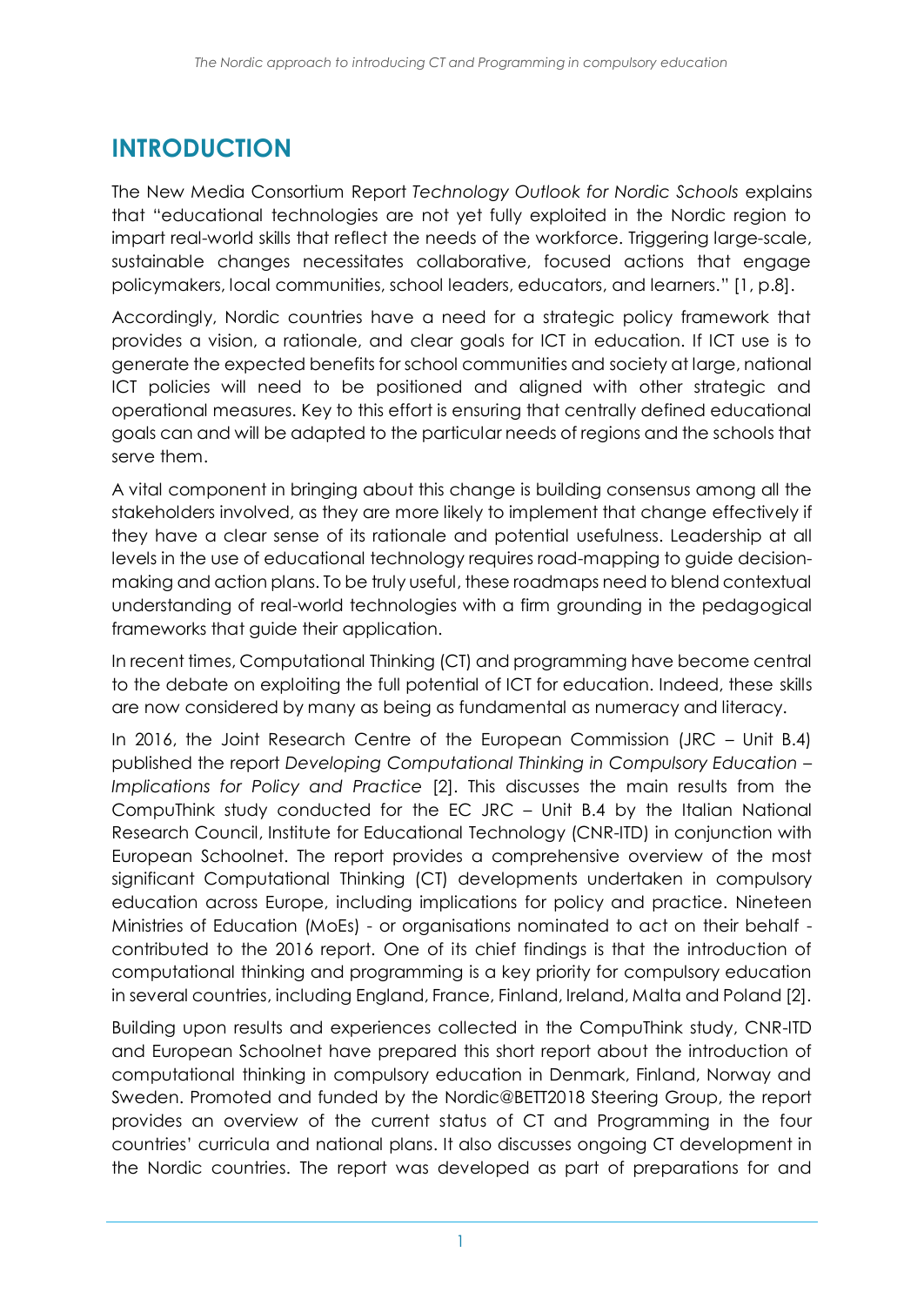# INTRODUCTION

The New Media Consortium Report *Technology Outlook for Nordic Schools* explains that "educational technologies are not yet fully exploited in the Nordic region to impart real-world skills that reflect the needs of the workforce. Triggering large-scale, sustainable changes necessitates collaborative, focused actions that engage policymakers, local communities, school leaders, educators, and learners." [1, p.8].

Accordingly, Nordic countries have a need for a strategic policy framework that provides a vision, a rationale, and clear goals for ICT in education. If ICT use is to generate the expected benefits for school communities and society at large, national ICT policies will need to be positioned and aligned with other strategic and operational measures. Key to this effort is ensuring that centrally defined educational goals can and will be adapted to the particular needs of regions and the schools that serve them.

A vital component in bringing about this change is building consensus among all the stakeholders involved, as they are more likely to implement that change effectively if they have a clear sense of its rationale and potential usefulness. Leadership at all levels in the use of educational technology requires road-mapping to guide decision-making and action plans. To be truly useful, these roadmaps need to blend contextual understanding of real-world technologies with a firm grounding in the pedagogical frameworks that guide their application.

In recent times, Computational Thinking (CT) and programming have become central to the debate on exploiting the full potential of ICT for education. Indeed, these skills are now considered by many as being as fundamental as numeracy and literacy.

In 2016, the Joint Research Centre of the European Commission (JRC – Unit B.4) published the report *Developing Computational Thinking in Compulsory Education – Implications for Policy and Practice* [2]. This discusses the main results from the CompuThink study conducted for the EC JRC – Unit B.4 by the Italian National Research Council, Institute for Educational Technology (CNR-ITD) in conjunction with European Schoolnet. The report provides a comprehensive overview of the most significant Computational Thinking (CT) developments undertaken in compulsory education across Europe, including implications for policy and practice. Nineteen Ministries of Education (MoEs) - or organisations nominated to act on their behalf - contributed to the 2016 report. One of its chief findings is that the introduction of computational thinking and programming is a key priority for compulsory education in several countries, including England, France, Finland, Ireland, Malta and Poland [2].

Building upon results and experiences collected in the CompuThink study, CNR-ITD and European Schoolnet have prepared this short report about the introduction of computational thinking in compulsory education in Denmark, Finland, Norway and Sweden. Promoted and funded by the Nordic@BETT2018 Steering Group, the report provides an overview of the current status of CT and Programming in the four countries' curricula and national plans. It also discusses ongoing CT development in the Nordic countries. The report was developed as part of preparations for and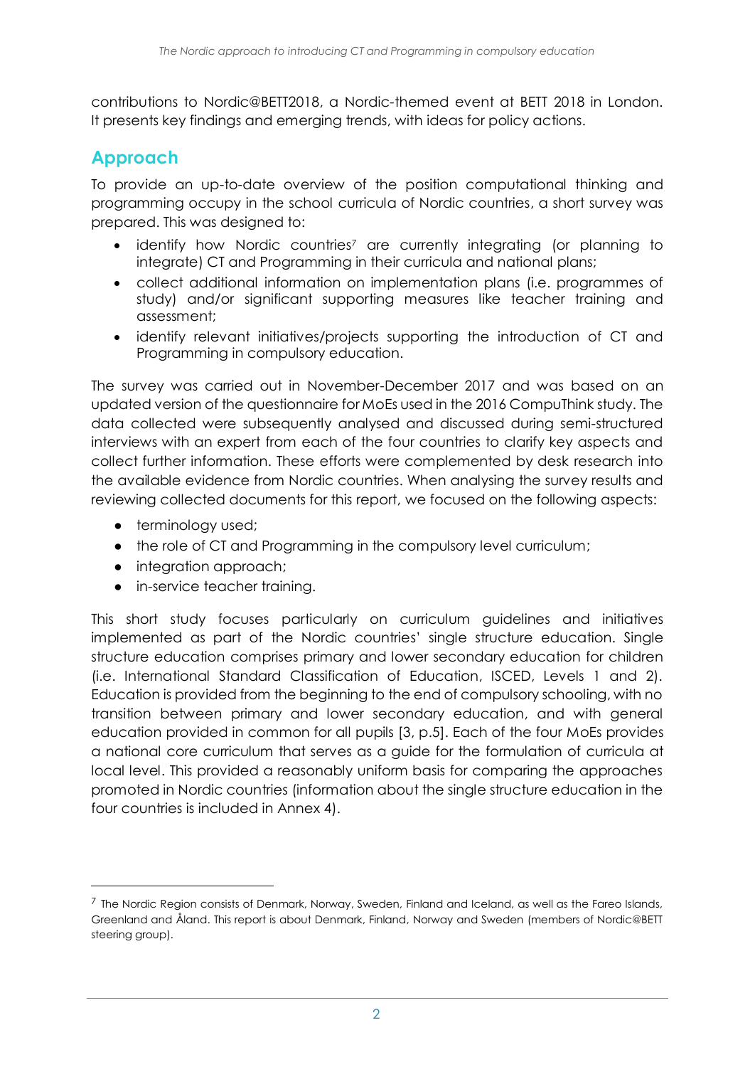contributions to Nordic@BETT2018, a Nordic-themed event at BETT 2018 in London. It presents key findings and emerging trends, with ideas for policy actions.

## Approach

To provide an up-to-date overview of the position computational thinking and programming occupy in the school curricula of Nordic countries, a short survey was prepared. This was designed to:

- identify how Nordic countries[7] are currently integrating (or planning to integrate) CT and Programming in their curricula and national plans;
- collect additional information on implementation plans (i.e. programmes of study) and/or significant supporting measures like teacher training and assessment;
- identify relevant initiatives/projects supporting the introduction of CT and Programming in compulsory education.

The survey was carried out in November-December 2017 and was based on an updated version of the questionnaire for MoEs used in the 2016 CompuThink study. The data collected were subsequently analysed and discussed during semi-structured interviews with an expert from each of the four countries to clarify key aspects and collect further information. These efforts were complemented by desk research into the available evidence from Nordic countries. When analysing the survey results and reviewing collected documents for this report, we focused on the following aspects:

- terminology used;
- the role of CT and Programming in the compulsory level curriculum;
- integration approach;
- in-service teacher training.

This short study focuses particularly on curriculum guidelines and initiatives implemented as part of the Nordic countries' single structure education. Single structure education comprises primary and lower secondary education for children (i.e. International Standard Classification of Education, ISCED, Levels 1 and 2). Education is provided from the beginning to the end of compulsory schooling, with no transition between primary and lower secondary education, and with general education provided in common for all pupils [3, p.5]. Each of the four MoEs provides a national core curriculum that serves as a guide for the formulation of curricula at local level. This provided a reasonably uniform basis for comparing the approaches promoted in Nordic countries (information about the single structure education in the four countries is included in Annex 4).

---

[7] The Nordic Region consists of Denmark, Norway, Sweden, Finland and Iceland, as well as the Fareo Islands, Greenland and Åland. This report is about Denmark, Finland, Norway and Sweden (members of Nordic@BETT steering group).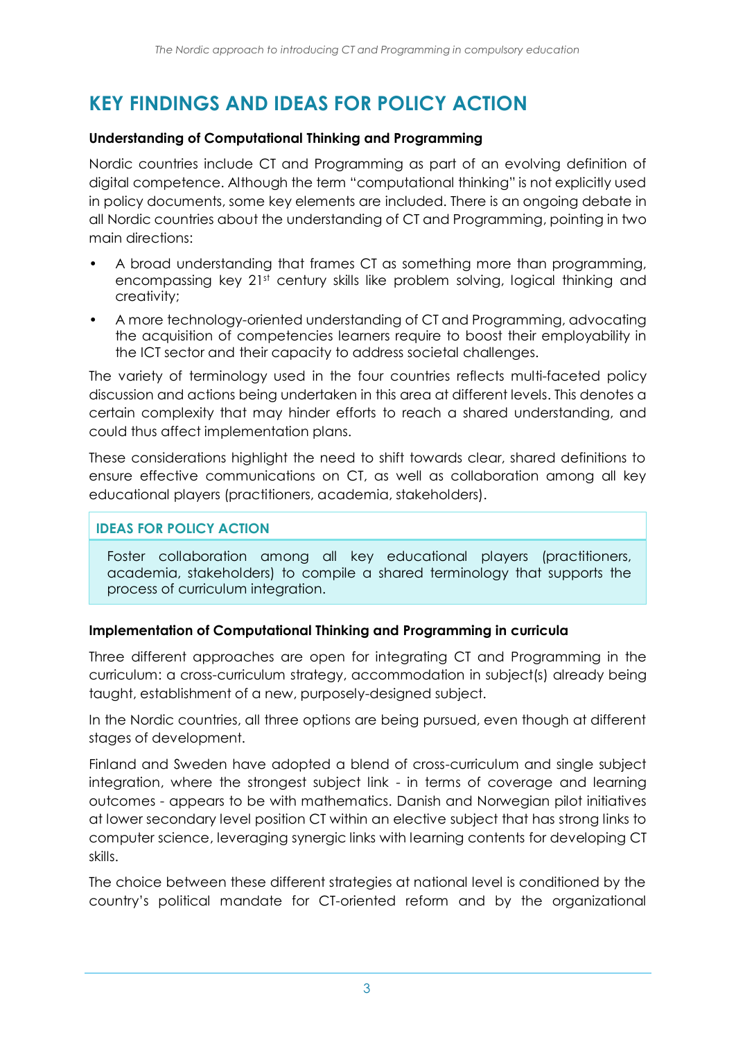## KEY FINDINGS AND IDEAS FOR POLICY ACTION

**Understanding of Computational Thinking and Programming**

Nordic countries include CT and Programming as part of an evolving definition of digital competence. Although the term "computational thinking" is not explicitly used in policy documents, some key elements are included. There is an ongoing debate in all Nordic countries about the understanding of CT and Programming, pointing in two main directions:

- A broad understanding that frames CT as something more than programming, encompassing key 21st century skills like problem solving, logical thinking and creativity;
- A more technology-oriented understanding of CT and Programming, advocating the acquisition of competencies learners require to boost their employability in the ICT sector and their capacity to address societal challenges.

The variety of terminology used in the four countries reflects multi-faceted policy discussion and actions being undertaken in this area at different levels. This denotes a certain complexity that may hinder efforts to reach a shared understanding, and could thus affect implementation plans.

These considerations highlight the need to shift towards clear, shared definitions to ensure effective communications on CT, as well as collaboration among all key educational players (practitioners, academia, stakeholders).

**IDEAS FOR POLICY ACTION**

Foster collaboration among all key educational players (practitioners, academia, stakeholders) to compile a shared terminology that supports the process of curriculum integration.

**Implementation of Computational Thinking and Programming in curricula**

Three different approaches are open for integrating CT and Programming in the curriculum: a cross-curriculum strategy, accommodation in subject(s) already being taught, establishment of a new, purposely-designed subject.

In the Nordic countries, all three options are being pursued, even though at different stages of development.

Finland and Sweden have adopted a blend of cross-curriculum and single subject integration, where the strongest subject link - in terms of coverage and learning outcomes - appears to be with mathematics. Danish and Norwegian pilot initiatives at lower secondary level position CT within an elective subject that has strong links to computer science, leveraging synergic links with learning contents for developing CT skills.

The choice between these different strategies at national level is conditioned by the country's political mandate for CT-oriented reform and by the organizational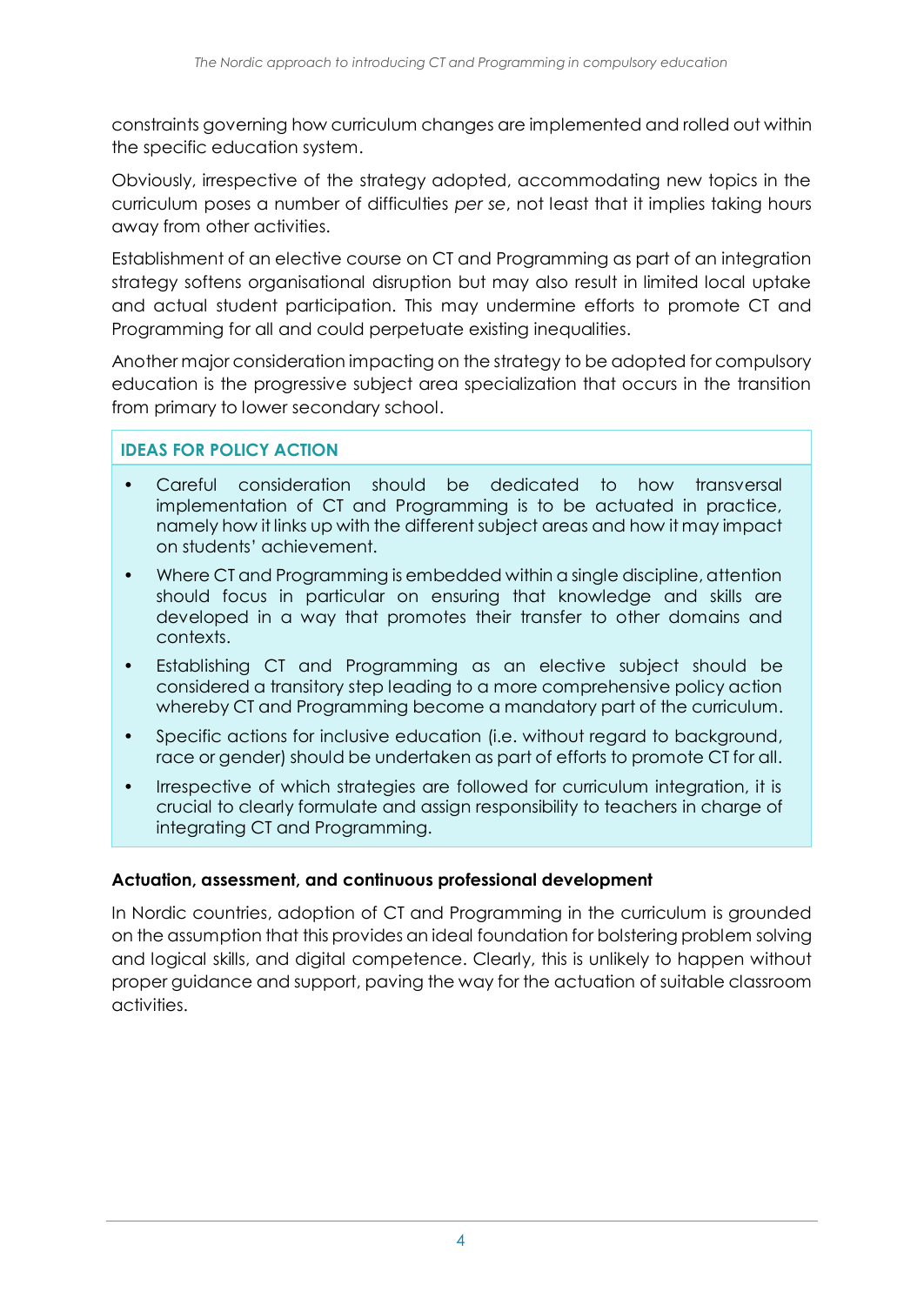constraints governing how curriculum changes are implemented and rolled out within the specific education system.

Obviously, irrespective of the strategy adopted, accommodating new topics in the curriculum poses a number of difficulties *per se*, not least that it implies taking hours away from other activities.

Establishment of an elective course on CT and Programming as part of an integration strategy softens organisational disruption but may also result in limited local uptake and actual student participation. This may undermine efforts to promote CT and Programming for all and could perpetuate existing inequalities.

Another major consideration impacting on the strategy to be adopted for compulsory education is the progressive subject area specialization that occurs in the transition from primary to lower secondary school.

**IDEAS FOR POLICY ACTION**

- Careful consideration should be dedicated to how transversal implementation of CT and Programming is to be actuated in practice, namely how it links up with the different subject areas and how it may impact on students' achievement.
- Where CT and Programming is embedded within a single discipline, attention should focus in particular on ensuring that knowledge and skills are developed in a way that promotes their transfer to other domains and contexts.
- Establishing CT and Programming as an elective subject should be considered a transitory step leading to a more comprehensive policy action whereby CT and Programming become a mandatory part of the curriculum.
- Specific actions for inclusive education (i.e. without regard to background, race or gender) should be undertaken as part of efforts to promote CT for all.
- Irrespective of which strategies are followed for curriculum integration, it is crucial to clearly formulate and assign responsibility to teachers in charge of integrating CT and Programming.

**Actuation, assessment, and continuous professional development**

In Nordic countries, adoption of CT and Programming in the curriculum is grounded on the assumption that this provides an ideal foundation for bolstering problem solving and logical skills, and digital competence. Clearly, this is unlikely to happen without proper guidance and support, paving the way for the actuation of suitable classroom activities.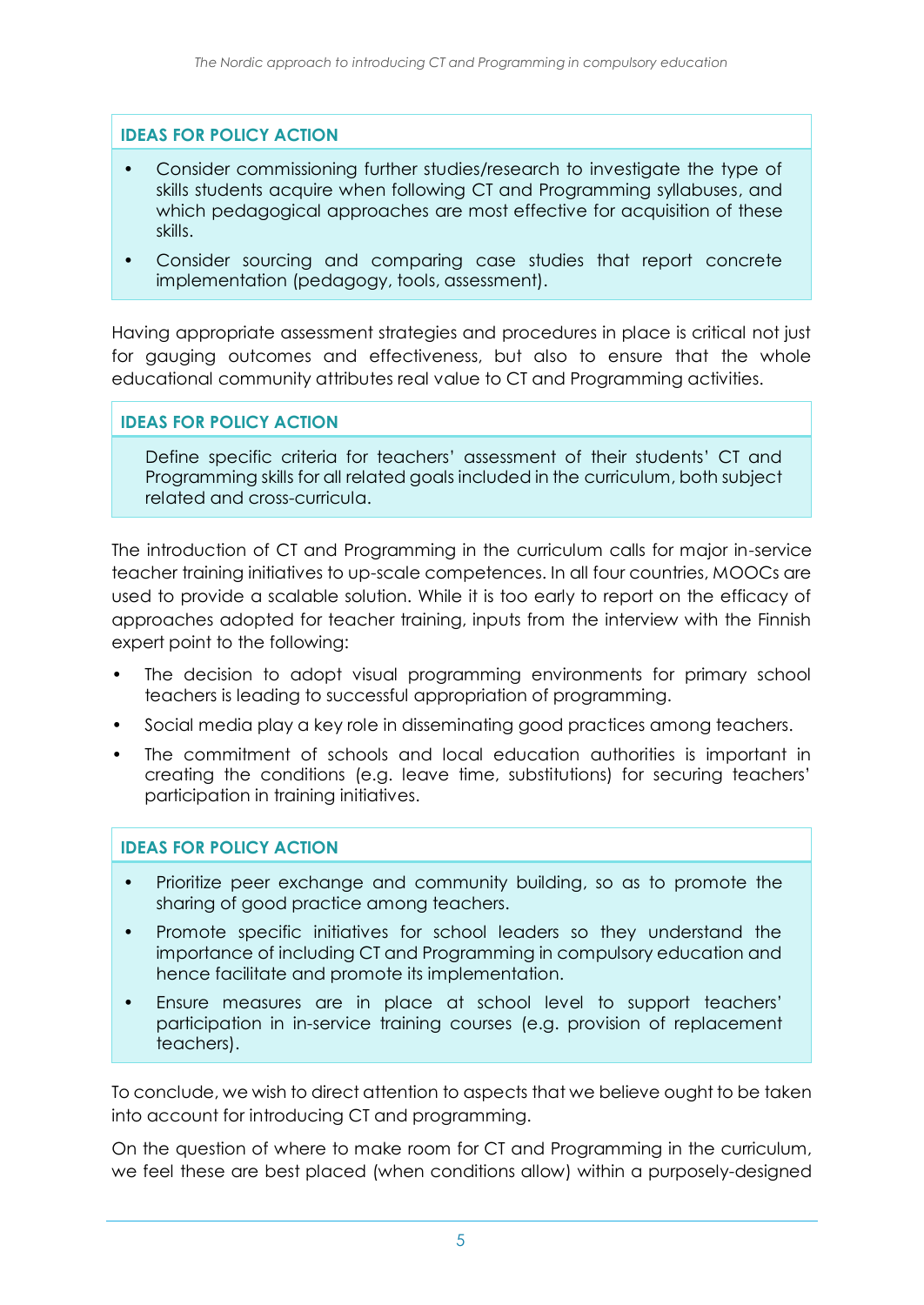**IDEAS FOR POLICY ACTION**

- Consider commissioning further studies/research to investigate the type of skills students acquire when following CT and Programming syllabuses, and which pedagogical approaches are most effective for acquisition of these skills.
- Consider sourcing and comparing case studies that report concrete implementation (pedagogy, tools, assessment).

Having appropriate assessment strategies and procedures in place is critical not just for gauging outcomes and effectiveness, but also to ensure that the whole educational community attributes real value to CT and Programming activities.

**IDEAS FOR POLICY ACTION**

Define specific criteria for teachers' assessment of their students' CT and Programming skills for all related goals included in the curriculum, both subject related and cross-curricula.

The introduction of CT and Programming in the curriculum calls for major in-service teacher training initiatives to up-scale competences. In all four countries, MOOCs are used to provide a scalable solution. While it is too early to report on the efficacy of approaches adopted for teacher training, inputs from the interview with the Finnish expert point to the following:

- The decision to adopt visual programming environments for primary school teachers is leading to successful appropriation of programming.
- Social media play a key role in disseminating good practices among teachers.
- The commitment of schools and local education authorities is important in creating the conditions (e.g. leave time, substitutions) for securing teachers' participation in training initiatives.

**IDEAS FOR POLICY ACTION**

- Prioritize peer exchange and community building, so as to promote the sharing of good practice among teachers.
- Promote specific initiatives for school leaders so they understand the importance of including CT and Programming in compulsory education and hence facilitate and promote its implementation.
- Ensure measures are in place at school level to support teachers' participation in in-service training courses (e.g. provision of replacement teachers).

To conclude, we wish to direct attention to aspects that we believe ought to be taken into account for introducing CT and programming.

On the question of where to make room for CT and Programming in the curriculum, we feel these are best placed (when conditions allow) within a purposely-designed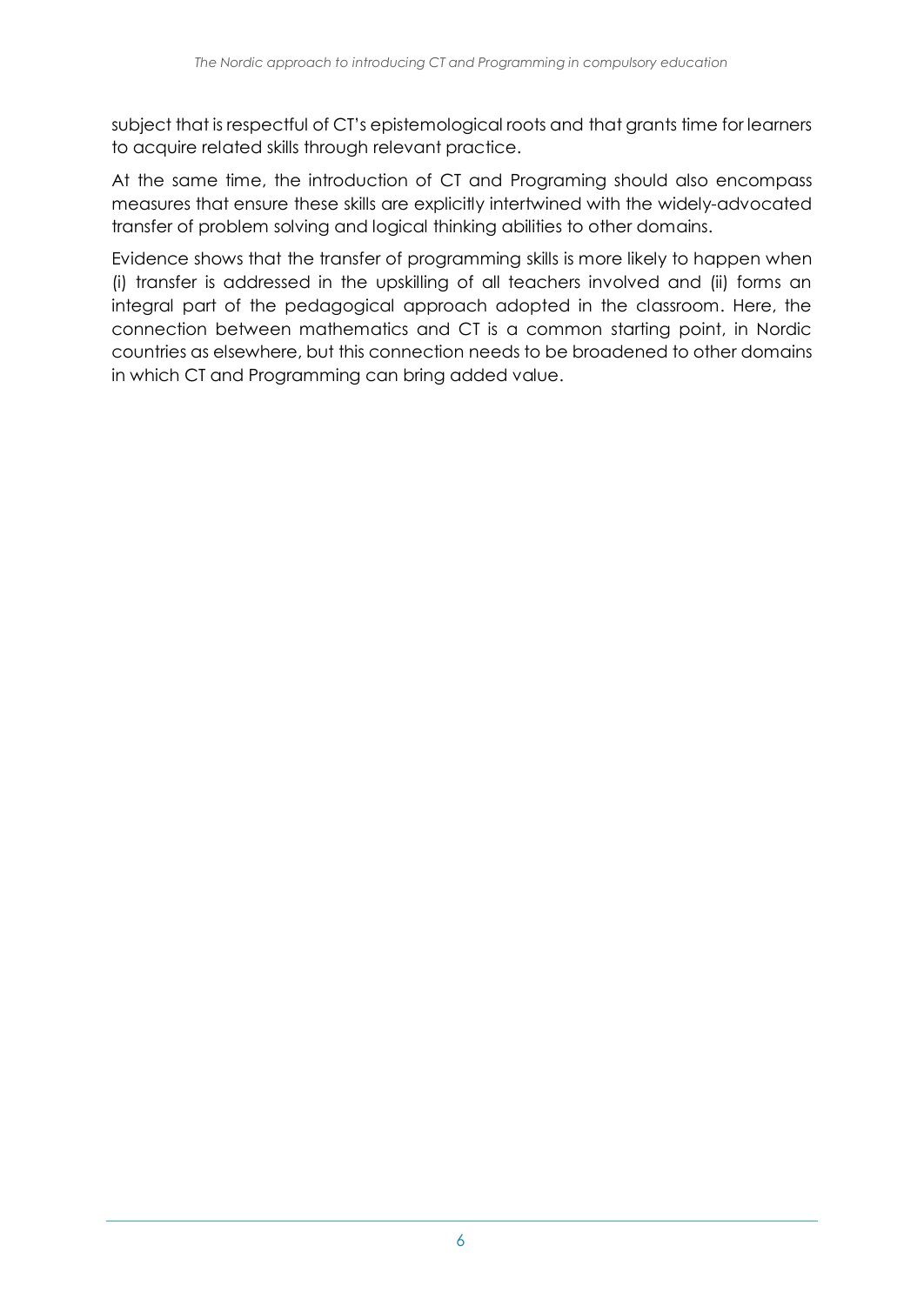subject that is respectful of CT's epistemological roots and that grants time for learners to acquire related skills through relevant practice.

At the same time, the introduction of CT and Programing should also encompass measures that ensure these skills are explicitly intertwined with the widely-advocated transfer of problem solving and logical thinking abilities to other domains.

Evidence shows that the transfer of programming skills is more likely to happen when (i) transfer is addressed in the upskilling of all teachers involved and (ii) forms an integral part of the pedagogical approach adopted in the classroom. Here, the connection between mathematics and CT is a common starting point, in Nordic countries as elsewhere, but this connection needs to be broadened to other domains in which CT and Programming can bring added value.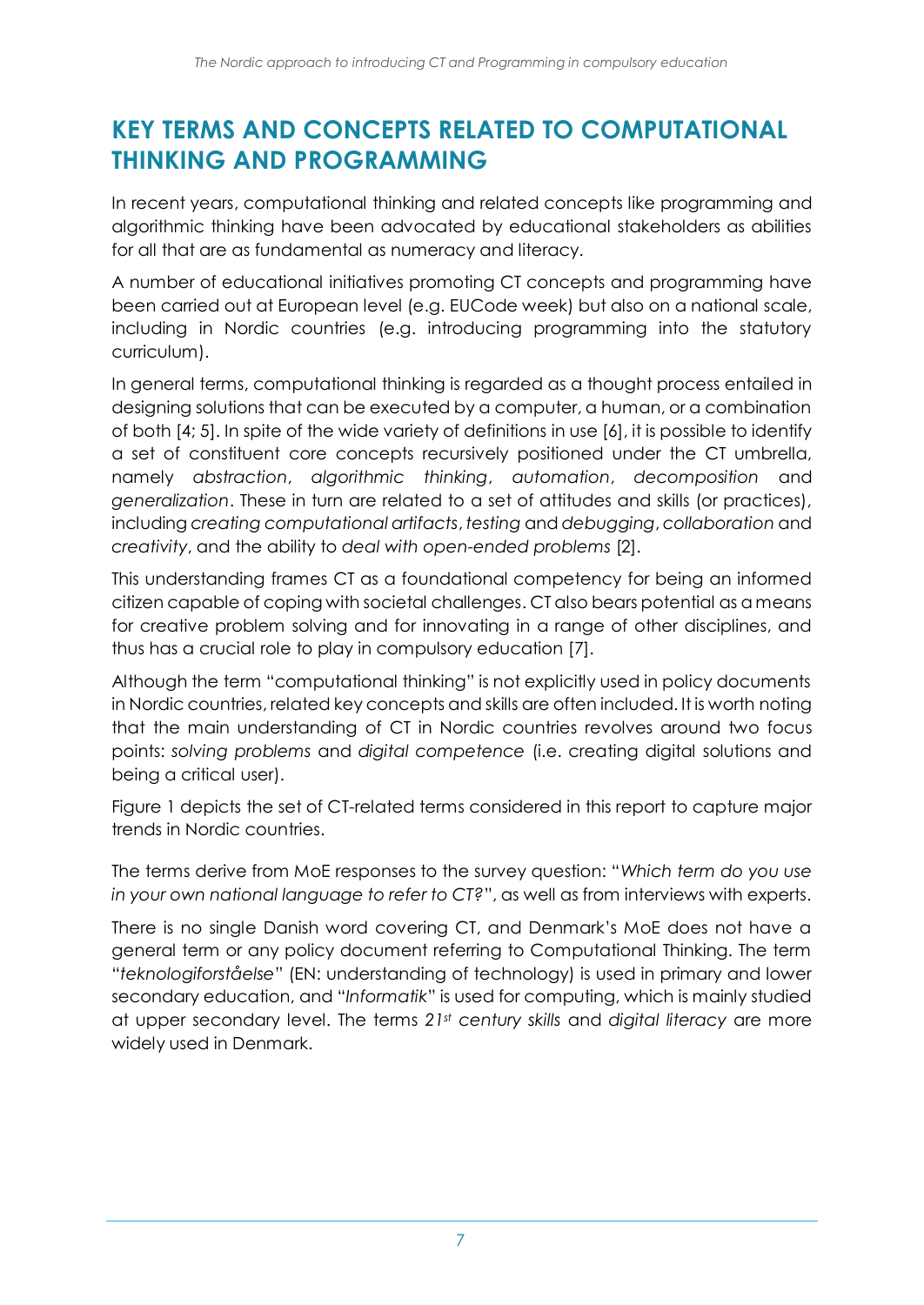# KEY TERMS AND CONCEPTS RELATED TO COMPUTATIONAL THINKING AND PROGRAMMING

In recent years, computational thinking and related concepts like programming and algorithmic thinking have been advocated by educational stakeholders as abilities for all that are as fundamental as numeracy and literacy.

A number of educational initiatives promoting CT concepts and programming have been carried out at European level (e.g. EUCode week) but also on a national scale, including in Nordic countries (e.g. introducing programming into the statutory curriculum).

In general terms, computational thinking is regarded as a thought process entailed in designing solutions that can be executed by a computer, a human, or a combination of both [4; 5]. In spite of the wide variety of definitions in use [6], it is possible to identify a set of constituent core concepts recursively positioned under the CT umbrella, namely *abstraction*, *algorithmic thinking*, *automation*, *decomposition* and *generalization*. These in turn are related to a set of attitudes and skills (or practices), including *creating computational artifacts*, *testing* and *debugging*, *collaboration* and *creativity*, and the ability to *deal with open-ended problems* [2].

This understanding frames CT as a foundational competency for being an informed citizen capable of coping with societal challenges. CT also bears potential as a means for creative problem solving and for innovating in a range of other disciplines, and thus has a crucial role to play in compulsory education [7].

Although the term "computational thinking" is not explicitly used in policy documents in Nordic countries, related key concepts and skills are often included. It is worth noting that the main understanding of CT in Nordic countries revolves around two focus points: *solving problems* and *digital competence* (i.e. creating digital solutions and being a critical user).

Figure 1 depicts the set of CT-related terms considered in this report to capture major trends in Nordic countries.

The terms derive from MoE responses to the survey question: "*Which term do you use in your own national language to refer to CT?*", as well as from interviews with experts.

There is no single Danish word covering CT, and Denmark's MoE does not have a general term or any policy document referring to Computational Thinking. The term "*teknologiforståelse*" (EN: understanding of technology) is used in primary and lower secondary education, and "*Informatik*" is used for computing, which is mainly studied at upper secondary level. The terms *21st century skills* and *digital literacy* are more widely used in Denmark.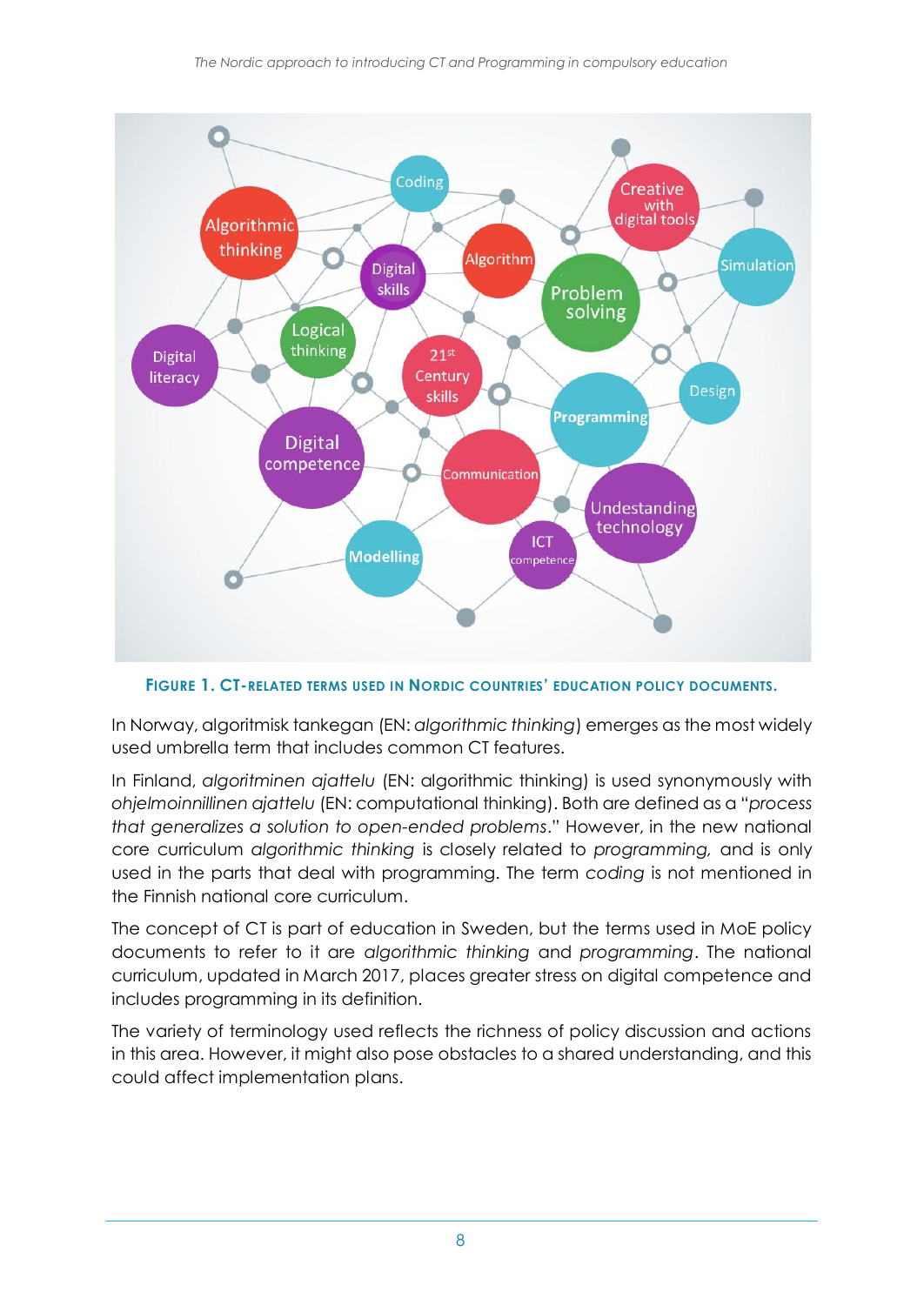**Figure 1. CT-related terms used in Nordic countries' education policy documents.**

In Norway, algoritmisk tankegan (EN: *algorithmic thinking*) emerges as the most widely used umbrella term that includes common CT features.

In Finland, *algoritminen ajattelu* (EN: algorithmic thinking) is used synonymously with *ohjelmoinnillinen ajattelu* (EN: computational thinking). Both are defined as a "*process that generalizes a solution to open-ended problems*." However, in the new national core curriculum *algorithmic thinking* is closely related to *programming,* and is only used in the parts that deal with programming. The term *coding* is not mentioned in the Finnish national core curriculum.

The concept of CT is part of education in Sweden, but the terms used in MoE policy documents to refer to it are *algorithmic thinking* and *programming*. The national curriculum, updated in March 2017, places greater stress on digital competence and includes programming in its definition.

The variety of terminology used reflects the richness of policy discussion and actions in this area. However, it might also pose obstacles to a shared understanding, and this could affect implementation plans.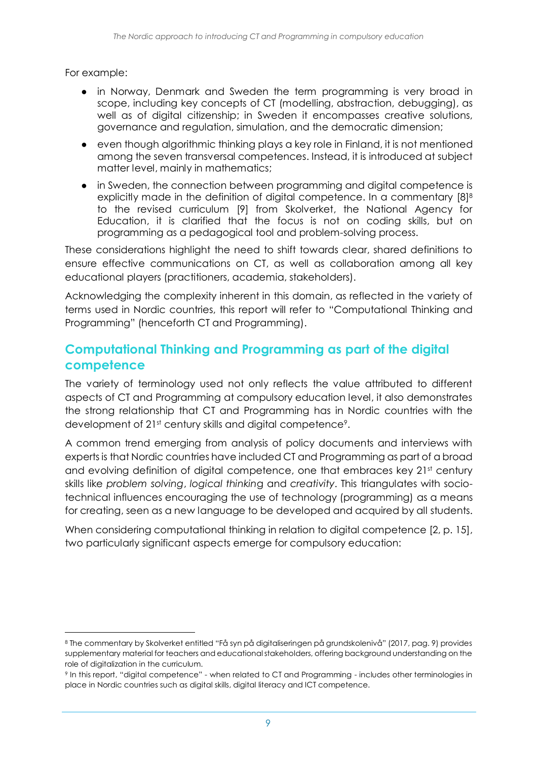For example:

- in Norway, Denmark and Sweden the term programming is very broad in scope, including key concepts of CT (modelling, abstraction, debugging), as well as of digital citizenship; in Sweden it encompasses creative solutions, governance and regulation, simulation, and the democratic dimension;
- even though algorithmic thinking plays a key role in Finland, it is not mentioned among the seven transversal competences. Instead, it is introduced at subject matter level, mainly in mathematics;
- in Sweden, the connection between programming and digital competence is explicitly made in the definition of digital competence. In a commentary [8][8] to the revised curriculum [9] from Skolverket, the National Agency for Education, it is clarified that the focus is not on coding skills, but on programming as a pedagogical tool and problem-solving process.

These considerations highlight the need to shift towards clear, shared definitions to ensure effective communications on CT, as well as collaboration among all key educational players (practitioners, academia, stakeholders).

Acknowledging the complexity inherent in this domain, as reflected in the variety of terms used in Nordic countries, this report will refer to "Computational Thinking and Programming" (henceforth CT and Programming).

## Computational Thinking and Programming as part of the digital competence

The variety of terminology used not only reflects the value attributed to different aspects of CT and Programming at compulsory education level, it also demonstrates the strong relationship that CT and Programming has in Nordic countries with the development of 21st century skills and digital competence[9].

A common trend emerging from analysis of policy documents and interviews with experts is that Nordic countries have included CT and Programming as part of a broad and evolving definition of digital competence, one that embraces key 21st century skills like *problem solving*, *logical thinking* and *creativity*. This triangulates with socio-technical influences encouraging the use of technology (programming) as a means for creating, seen as a new language to be developed and acquired by all students.

When considering computational thinking in relation to digital competence [2, p. 15], two particularly significant aspects emerge for compulsory education:

---

[8] The commentary by Skolverket entitled "Få syn på digitaliseringen på grundskolenivå" (2017, pag. 9) provides supplementary material for teachers and educational stakeholders, offering background understanding on the role of digitalization in the curriculum.

[9] In this report, "digital competence" - when related to CT and Programming - includes other terminologies in place in Nordic countries such as digital skills, digital literacy and ICT competence.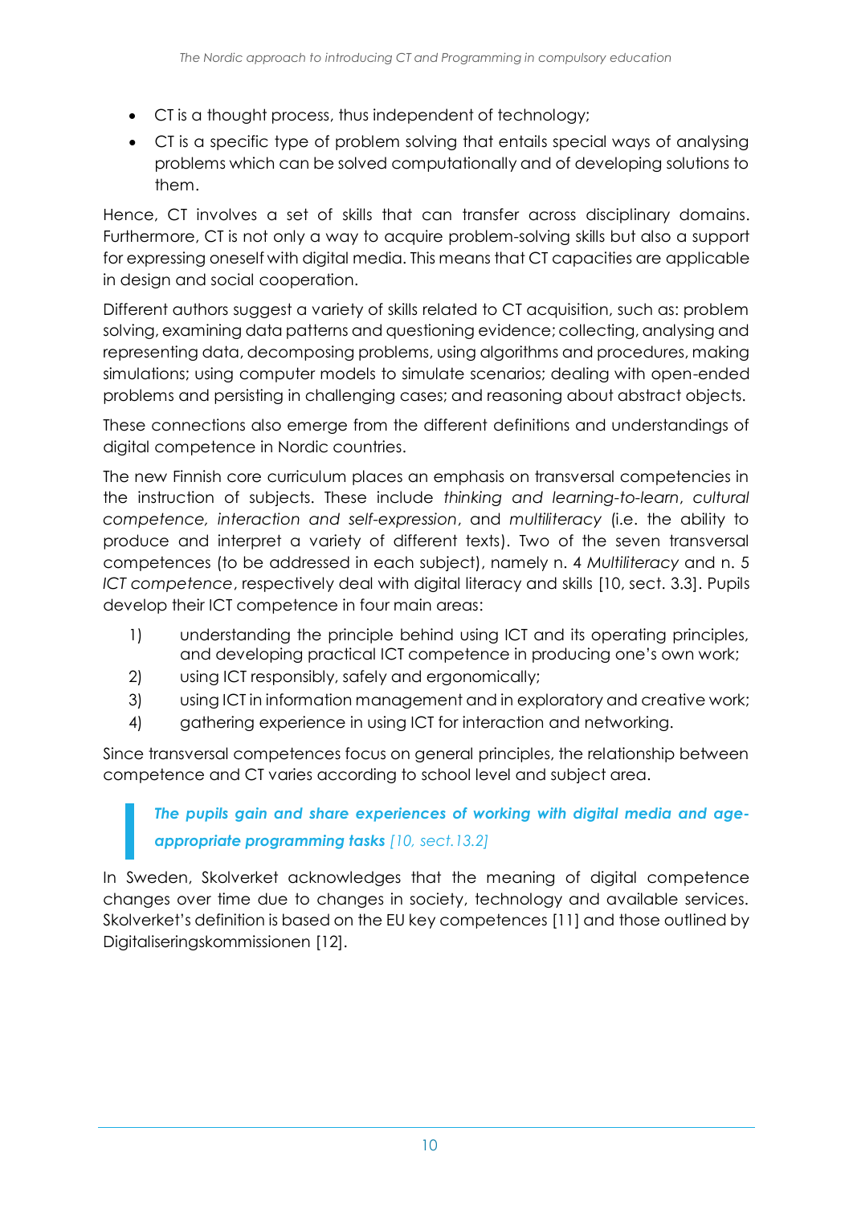- CT is a thought process, thus independent of technology;
- CT is a specific type of problem solving that entails special ways of analysing problems which can be solved computationally and of developing solutions to them.

Hence, CT involves a set of skills that can transfer across disciplinary domains. Furthermore, CT is not only a way to acquire problem-solving skills but also a support for expressing oneself with digital media. This means that CT capacities are applicable in design and social cooperation.

Different authors suggest a variety of skills related to CT acquisition, such as: problem solving, examining data patterns and questioning evidence; collecting, analysing and representing data, decomposing problems, using algorithms and procedures, making simulations; using computer models to simulate scenarios; dealing with open-ended problems and persisting in challenging cases; and reasoning about abstract objects.

These connections also emerge from the different definitions and understandings of digital competence in Nordic countries.

The new Finnish core curriculum places an emphasis on transversal competencies in the instruction of subjects. These include *thinking and learning-to-learn*, *cultural competence, interaction and self-expression*, and *multiliteracy* (i.e. the ability to produce and interpret a variety of different texts). Two of the seven transversal competences (to be addressed in each subject), namely n. 4 *Multiliteracy* and n. 5 *ICT competence*, respectively deal with digital literacy and skills [10, sect. 3.3]. Pupils develop their ICT competence in four main areas:

1) understanding the principle behind using ICT and its operating principles, and developing practical ICT competence in producing one's own work;
2) using ICT responsibly, safely and ergonomically;
3) using ICT in information management and in exploratory and creative work;
4) gathering experience in using ICT for interaction and networking.

Since transversal competences focus on general principles, the relationship between competence and CT varies according to school level and subject area.

> ***The pupils gain and share experiences of working with digital media and age-appropriate programming tasks*** *[10, sect.13.2]*

In Sweden, Skolverket acknowledges that the meaning of digital competence changes over time due to changes in society, technology and available services. Skolverket's definition is based on the EU key competences [11] and those outlined by Digitaliseringskommissionen [12].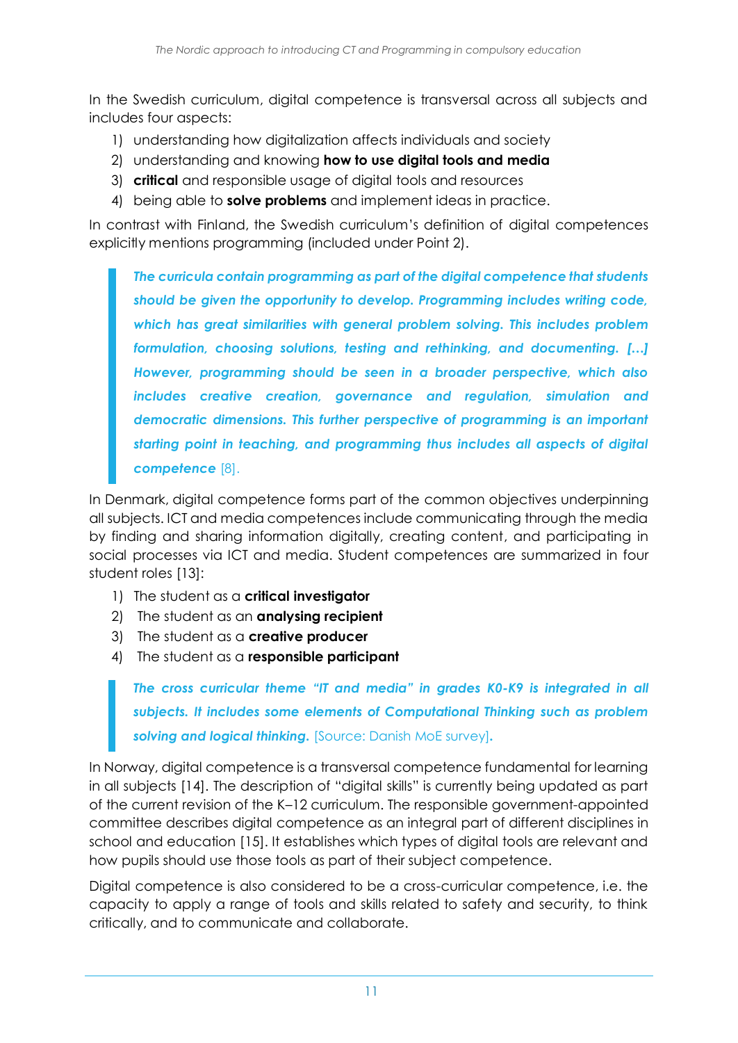In the Swedish curriculum, digital competence is transversal across all subjects and includes four aspects:

1) understanding how digitalization affects individuals and society
2) understanding and knowing **how to use digital tools and media**
3) **critical** and responsible usage of digital tools and resources
4) being able to **solve problems** and implement ideas in practice.

In contrast with Finland, the Swedish curriculum's definition of digital competences explicitly mentions programming (included under Point 2).

> ***The curricula contain programming as part of the digital competence that students should be given the opportunity to develop. Programming includes writing code, which has great similarities with general problem solving. This includes problem formulation, choosing solutions, testing and rethinking, and documenting. […] However, programming should be seen in a broader perspective, which also includes creative creation, governance and regulation, simulation and democratic dimensions. This further perspective of programming is an important starting point in teaching, and programming thus includes all aspects of digital competence*** [8].

In Denmark, digital competence forms part of the common objectives underpinning all subjects. ICT and media competences include communicating through the media by finding and sharing information digitally, creating content, and participating in social processes via ICT and media. Student competences are summarized in four student roles [13]:

1) The student as a **critical investigator**
2) The student as an **analysing recipient**
3) The student as a **creative producer**
4) The student as a **responsible participant**

> ***The cross curricular theme "IT and media" in grades K0-K9 is integrated in all subjects. It includes some elements of Computational Thinking such as problem solving and logical thinking.*** [Source: Danish MoE survey].

In Norway, digital competence is a transversal competence fundamental for learning in all subjects [14]. The description of "digital skills" is currently being updated as part of the current revision of the K–12 curriculum. The responsible government-appointed committee describes digital competence as an integral part of different disciplines in school and education [15]. It establishes which types of digital tools are relevant and how pupils should use those tools as part of their subject competence.

Digital competence is also considered to be a cross-curricular competence, i.e. the capacity to apply a range of tools and skills related to safety and security, to think critically, and to communicate and collaborate.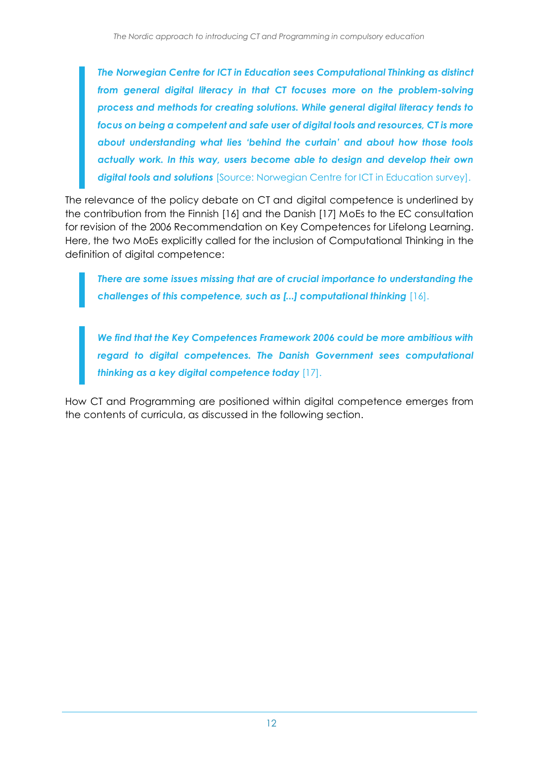> ***The Norwegian Centre for ICT in Education sees Computational Thinking as distinct from general digital literacy in that CT focuses more on the problem-solving process and methods for creating solutions. While general digital literacy tends to focus on being a competent and safe user of digital tools and resources, CT is more about understanding what lies 'behind the curtain' and about how those tools actually work. In this way, users become able to design and develop their own digital tools and solutions*** [Source: Norwegian Centre for ICT in Education survey].

The relevance of the policy debate on CT and digital competence is underlined by the contribution from the Finnish [16] and the Danish [17] MoEs to the EC consultation for revision of the 2006 Recommendation on Key Competences for Lifelong Learning. Here, the two MoEs explicitly called for the inclusion of Computational Thinking in the definition of digital competence:

> ***There are some issues missing that are of crucial importance to understanding the challenges of this competence, such as [...] computational thinking*** [16].

> ***We find that the Key Competences Framework 2006 could be more ambitious with regard to digital competences. The Danish Government sees computational thinking as a key digital competence today*** [17].

How CT and Programming are positioned within digital competence emerges from the contents of curricula, as discussed in the following section.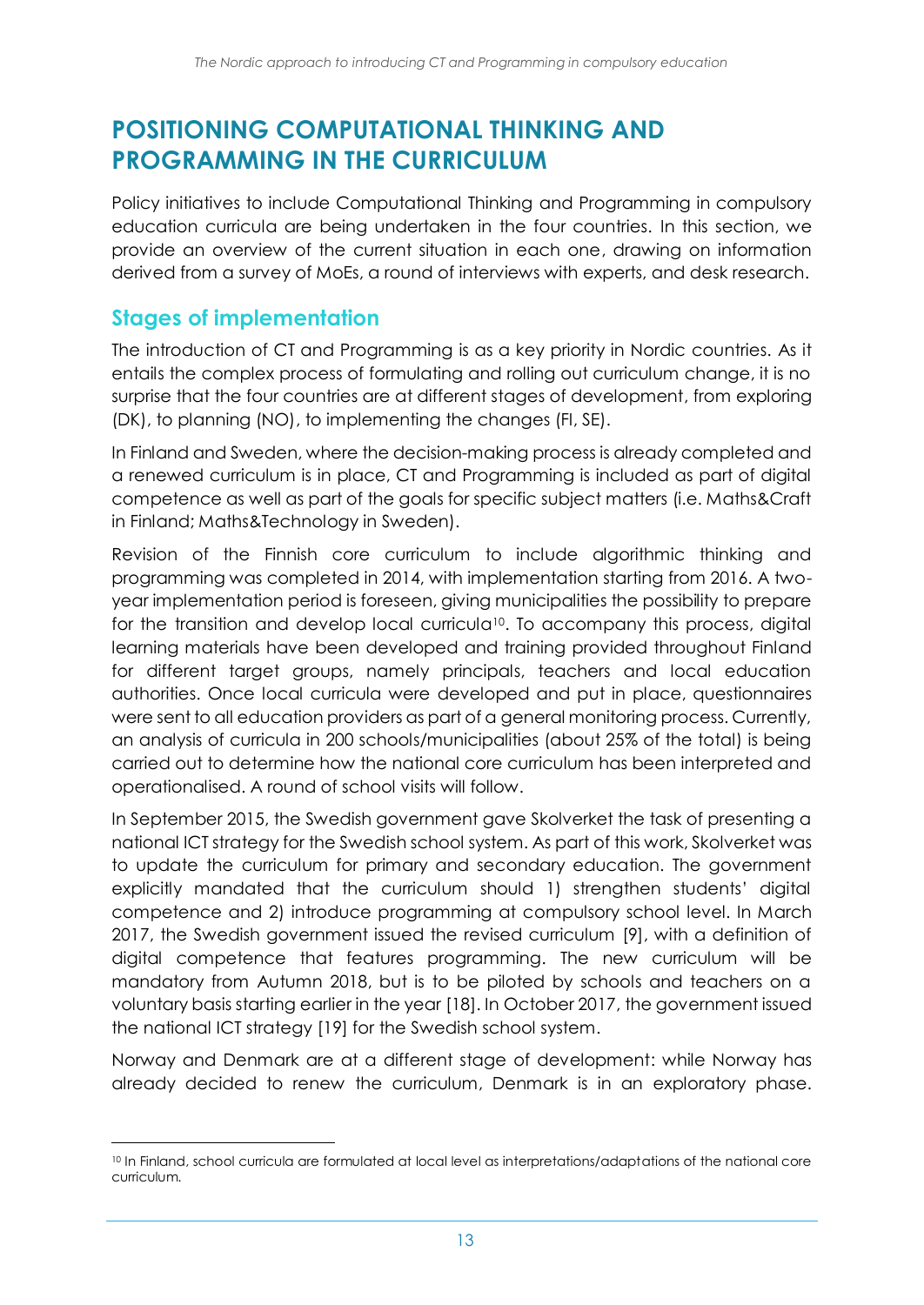# POSITIONING COMPUTATIONAL THINKING AND PROGRAMMING IN THE CURRICULUM

Policy initiatives to include Computational Thinking and Programming in compulsory education curricula are being undertaken in the four countries. In this section, we provide an overview of the current situation in each one, drawing on information derived from a survey of MoEs, a round of interviews with experts, and desk research.

## Stages of implementation

The introduction of CT and Programming is as a key priority in Nordic countries. As it entails the complex process of formulating and rolling out curriculum change, it is no surprise that the four countries are at different stages of development, from exploring (DK), to planning (NO), to implementing the changes (FI, SE).

In Finland and Sweden, where the decision-making process is already completed and a renewed curriculum is in place, CT and Programming is included as part of digital competence as well as part of the goals for specific subject matters (i.e. Maths&Craft in Finland; Maths&Technology in Sweden).

Revision of the Finnish core curriculum to include algorithmic thinking and programming was completed in 2014, with implementation starting from 2016. A two-year implementation period is foreseen, giving municipalities the possibility to prepare for the transition and develop local curricula[10]. To accompany this process, digital learning materials have been developed and training provided throughout Finland for different target groups, namely principals, teachers and local education authorities. Once local curricula were developed and put in place, questionnaires were sent to all education providers as part of a general monitoring process. Currently, an analysis of curricula in 200 schools/municipalities (about 25% of the total) is being carried out to determine how the national core curriculum has been interpreted and operationalised. A round of school visits will follow.

In September 2015, the Swedish government gave Skolverket the task of presenting a national ICT strategy for the Swedish school system. As part of this work, Skolverket was to update the curriculum for primary and secondary education. The government explicitly mandated that the curriculum should 1) strengthen students' digital competence and 2) introduce programming at compulsory school level. In March 2017, the Swedish government issued the revised curriculum [9], with a definition of digital competence that features programming. The new curriculum will be mandatory from Autumn 2018, but is to be piloted by schools and teachers on a voluntary basis starting earlier in the year [18]. In October 2017, the government issued the national ICT strategy [19] for the Swedish school system.

Norway and Denmark are at a different stage of development: while Norway has already decided to renew the curriculum, Denmark is in an exploratory phase.

[10] In Finland, school curricula are formulated at local level as interpretations/adaptations of the national core curriculum.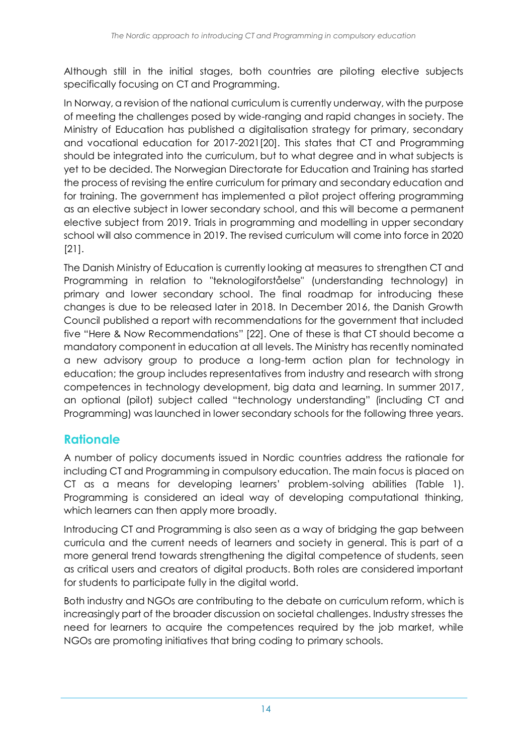Although still in the initial stages, both countries are piloting elective subjects specifically focusing on CT and Programming.

In Norway, a revision of the national curriculum is currently underway, with the purpose of meeting the challenges posed by wide-ranging and rapid changes in society. The Ministry of Education has published a digitalisation strategy for primary, secondary and vocational education for 2017-2021[20]. This states that CT and Programming should be integrated into the curriculum, but to what degree and in what subjects is yet to be decided. The Norwegian Directorate for Education and Training has started the process of revising the entire curriculum for primary and secondary education and for training. The government has implemented a pilot project offering programming as an elective subject in lower secondary school, and this will become a permanent elective subject from 2019. Trials in programming and modelling in upper secondary school will also commence in 2019. The revised curriculum will come into force in 2020 [21].

The Danish Ministry of Education is currently looking at measures to strengthen CT and Programming in relation to "teknologiforståelse" (understanding technology) in primary and lower secondary school. The final roadmap for introducing these changes is due to be released later in 2018. In December 2016, the Danish Growth Council published a report with recommendations for the government that included five "Here & Now Recommendations" [22]. One of these is that CT should become a mandatory component in education at all levels. The Ministry has recently nominated a new advisory group to produce a long-term action plan for technology in education; the group includes representatives from industry and research with strong competences in technology development, big data and learning. In summer 2017, an optional (pilot) subject called "technology understanding" (including CT and Programming) was launched in lower secondary schools for the following three years.

## Rationale

A number of policy documents issued in Nordic countries address the rationale for including CT and Programming in compulsory education. The main focus is placed on CT as a means for developing learners' problem-solving abilities (Table 1). Programming is considered an ideal way of developing computational thinking, which learners can then apply more broadly.

Introducing CT and Programming is also seen as a way of bridging the gap between curricula and the current needs of learners and society in general. This is part of a more general trend towards strengthening the digital competence of students, seen as critical users and creators of digital products. Both roles are considered important for students to participate fully in the digital world.

Both industry and NGOs are contributing to the debate on curriculum reform, which is increasingly part of the broader discussion on societal challenges. Industry stresses the need for learners to acquire the competences required by the job market, while NGOs are promoting initiatives that bring coding to primary schools.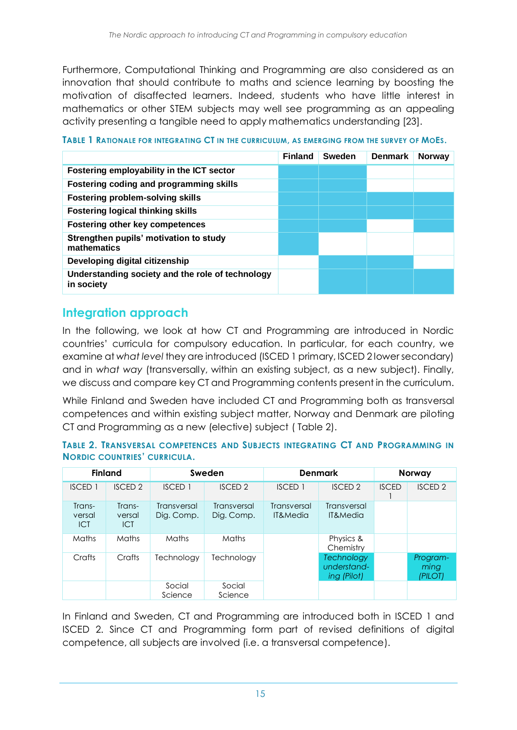Furthermore, Computational Thinking and Programming are also considered as an innovation that should contribute to maths and science learning by boosting the motivation of disaffected learners. Indeed, students who have little interest in mathematics or other STEM subjects may well see programming as an appealing activity presenting a tangible need to apply mathematics understanding [23].

**TABLE 1 RATIONALE FOR INTEGRATING CT IN THE CURRICULUM, AS EMERGING FROM THE SURVEY OF MOES.**

| | Finland | Sweden | Denmark | Norway |
|---|---|---|---|---|
| **Fostering employability in the ICT sector** | ✓ | ✓ | | |
| **Fostering coding and programming skills** | ✓ | ✓ | | |
| **Fostering problem-solving skills** | ✓ | ✓ | ✓ | ✓ |
| **Fostering logical thinking skills** | ✓ | ✓ | ✓ | ✓ |
| **Fostering other key competences** | ✓ | ✓ | | ✓ |
| **Strengthen pupils' motivation to study mathematics** | ✓ | | | |
| **Developing digital citizenship** | | ✓ | ✓ | |
| **Understanding society and the role of technology in society** | | ✓ | ✓ | ✓ |

## Integration approach

In the following, we look at how CT and Programming are introduced in Nordic countries' curricula for compulsory education. In particular, for each country, we examine at *what level* they are introduced (ISCED 1 primary, ISCED 2 lower secondary) and in *what way* (transversally, within an existing subject, as a new subject). Finally, we discuss and compare key CT and Programming contents present in the curriculum.

While Finland and Sweden have included CT and Programming both as transversal competences and within existing subject matter, Norway and Denmark are piloting CT and Programming as a new (elective) subject ( Table 2).

**TABLE 2. TRANSVERSAL COMPETENCES AND SUBJECTS INTEGRATING CT AND PROGRAMMING IN NORDIC COUNTRIES' CURRICULA.**

| Finland | | Sweden | | Denmark | | Norway | |
|---|---|---|---|---|---|---|---|
| ISCED 1 | ISCED 2 | ISCED 1 | ISCED 2 | ISCED 1 | ISCED 2 | ISCED 1 | ISCED 2 |
| Trans-versal ICT | Trans-versal ICT | Transversal Dig. Comp. | Transversal Dig. Comp. | Transversal IT&Media | Transversal IT&Media | | |
| Maths | Maths | Maths | Maths | | Physics & Chemistry | | |
| Crafts | Crafts | Technology | Technology | | *Technology understanding (Pilot)* | | *Programming (PILOT)* |
| | | Social Science | Social Science | | | | |

In Finland and Sweden, CT and Programming are introduced both in ISCED 1 and ISCED 2. Since CT and Programming form part of revised definitions of digital competence, all subjects are involved (i.e. a transversal competence).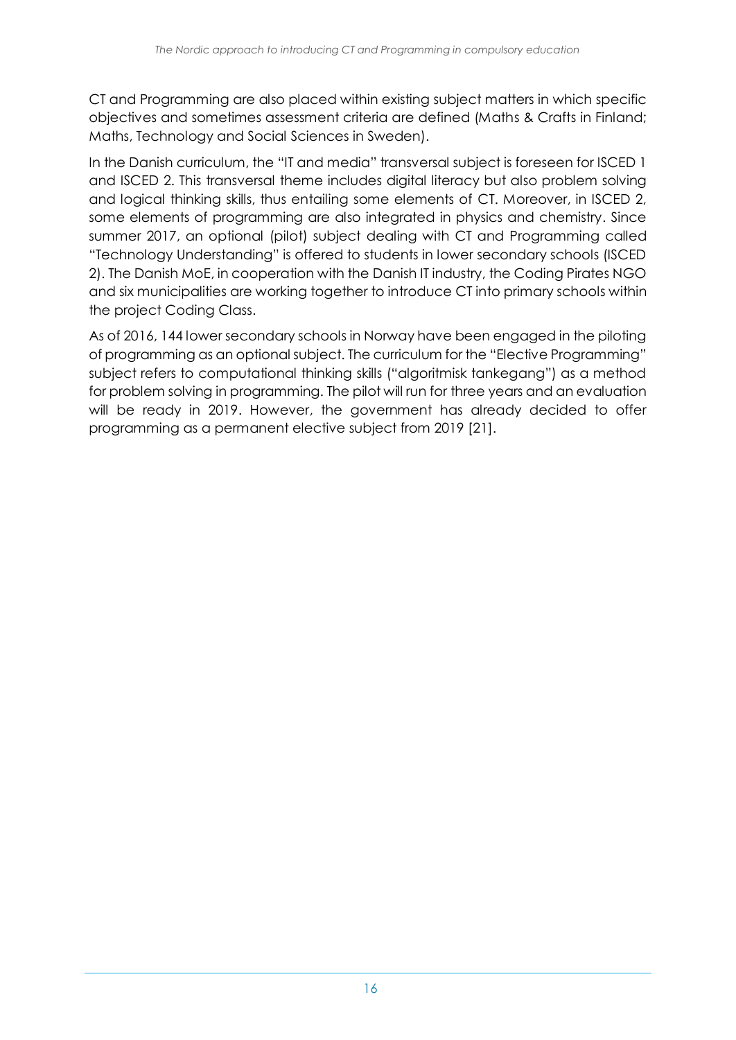CT and Programming are also placed within existing subject matters in which specific objectives and sometimes assessment criteria are defined (Maths & Crafts in Finland; Maths, Technology and Social Sciences in Sweden).

In the Danish curriculum, the "IT and media" transversal subject is foreseen for ISCED 1 and ISCED 2. This transversal theme includes digital literacy but also problem solving and logical thinking skills, thus entailing some elements of CT. Moreover, in ISCED 2, some elements of programming are also integrated in physics and chemistry. Since summer 2017, an optional (pilot) subject dealing with CT and Programming called "Technology Understanding" is offered to students in lower secondary schools (ISCED 2). The Danish MoE, in cooperation with the Danish IT industry, the Coding Pirates NGO and six municipalities are working together to introduce CT into primary schools within the project Coding Class.

As of 2016, 144 lower secondary schools in Norway have been engaged in the piloting of programming as an optional subject. The curriculum for the "Elective Programming" subject refers to computational thinking skills ("algoritmisk tankegang") as a method for problem solving in programming. The pilot will run for three years and an evaluation will be ready in 2019. However, the government has already decided to offer programming as a permanent elective subject from 2019 [21].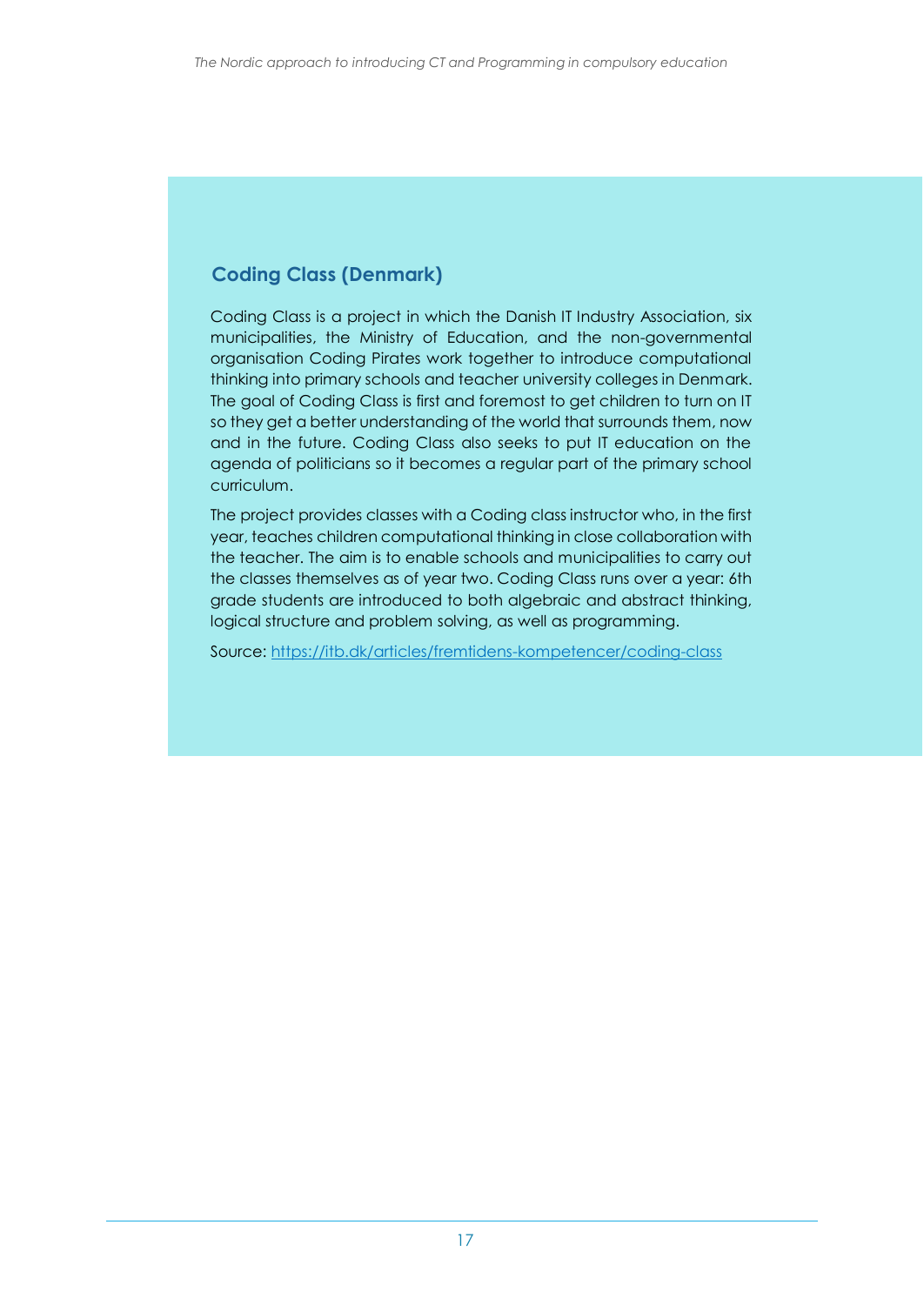### Coding Class (Denmark)

Coding Class is a project in which the Danish IT Industry Association, six municipalities, the Ministry of Education, and the non-governmental organisation Coding Pirates work together to introduce computational thinking into primary schools and teacher university colleges in Denmark. The goal of Coding Class is first and foremost to get children to turn on IT so they get a better understanding of the world that surrounds them, now and in the future. Coding Class also seeks to put IT education on the agenda of politicians so it becomes a regular part of the primary school curriculum.

The project provides classes with a Coding class instructor who, in the first year, teaches children computational thinking in close collaboration with the teacher. The aim is to enable schools and municipalities to carry out the classes themselves as of year two. Coding Class runs over a year: 6th grade students are introduced to both algebraic and abstract thinking, logical structure and problem solving, as well as programming.

Source: https://itb.dk/articles/fremtidens-kompetencer/coding-class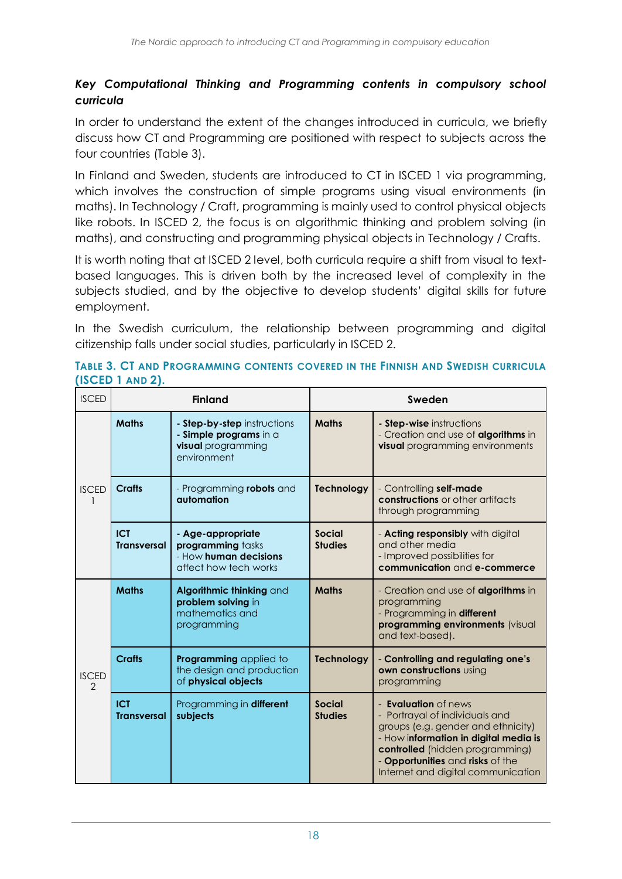### *Key Computational Thinking and Programming contents in compulsory school curricula*

In order to understand the extent of the changes introduced in curricula, we briefly discuss how CT and Programming are positioned with respect to subjects across the four countries (Table 3).

In Finland and Sweden, students are introduced to CT in ISCED 1 via programming, which involves the construction of simple programs using visual environments (in maths). In Technology / Craft, programming is mainly used to control physical objects like robots. In ISCED 2, the focus is on algorithmic thinking and problem solving (in maths), and constructing and programming physical objects in Technology / Crafts.

It is worth noting that at ISCED 2 level, both curricula require a shift from visual to text-based languages. This is driven both by the increased level of complexity in the subjects studied, and by the objective to develop students' digital skills for future employment.

In the Swedish curriculum, the relationship between programming and digital citizenship falls under social studies, particularly in ISCED 2.

**TABLE 3. CT AND PROGRAMMING CONTENTS COVERED IN THE FINNISH AND SWEDISH CURRICULA (ISCED 1 AND 2).**

| ISCED | **Finland** | | **Sweden** | |
|---|---|---|---|---|
| ISCED 1 | **Maths** | - **Step-by-step** instructions<br>- **Simple programs** in a **visual** programming environment | **Maths** | - **Step-wise** instructions<br>- Creation and use of **algorithms** in **visual** programming environments |
| | **Crafts** | - Programming **robots** and **automation** | **Technology** | - Controlling **self-made constructions** or other artifacts through programming |
| | **ICT Transversal** | - **Age-appropriate programming** tasks<br>- How **human decisions** affect how tech works | **Social Studies** | - **Acting responsibly** with digital and other media<br>- Improved possibilities for **communication** and **e-commerce** |
| ISCED 2 | **Maths** | **Algorithmic thinking** and **problem solving** in mathematics and programming | **Maths** | - Creation and use of **algorithms** in programming<br>- Programming in **different programming environments** (visual and text-based). |
| | **Crafts** | **Programming** applied to the design and production of **physical objects** | **Technology** | - **Controlling and regulating one's own constructions** using programming |
| | **ICT Transversal** | Programming in **different subjects** | **Social Studies** | - **Evaluation** of news<br>- Portrayal of individuals and groups (e.g. gender and ethnicity)<br>- How **information in digital media is controlled** (hidden programming)<br>- **Opportunities** and **risks** of the Internet and digital communication |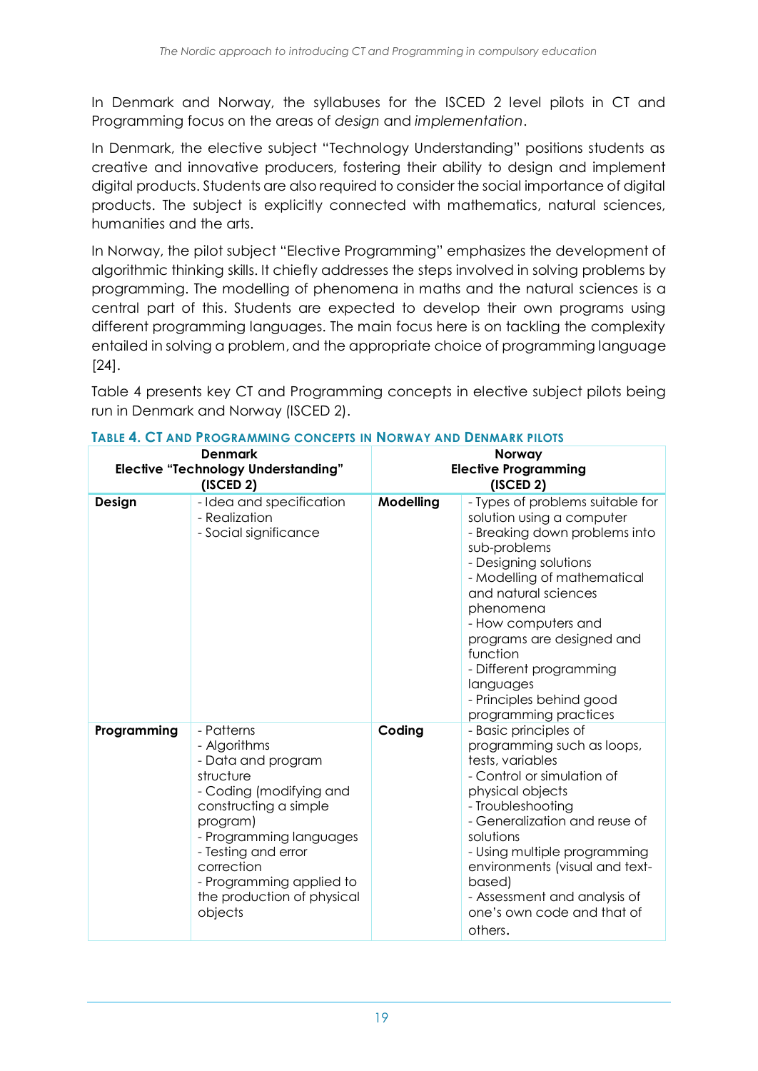In Denmark and Norway, the syllabuses for the ISCED 2 level pilots in CT and Programming focus on the areas of *design* and *implementation*.

In Denmark, the elective subject "Technology Understanding" positions students as creative and innovative producers, fostering their ability to design and implement digital products. Students are also required to consider the social importance of digital products. The subject is explicitly connected with mathematics, natural sciences, humanities and the arts.

In Norway, the pilot subject "Elective Programming" emphasizes the development of algorithmic thinking skills. It chiefly addresses the steps involved in solving problems by programming. The modelling of phenomena in maths and the natural sciences is a central part of this. Students are expected to develop their own programs using different programming languages. The main focus here is on tackling the complexity entailed in solving a problem, and the appropriate choice of programming language [24].

Table 4 presents key CT and Programming concepts in elective subject pilots being run in Denmark and Norway (ISCED 2).

**TABLE 4. CT AND PROGRAMMING CONCEPTS IN NORWAY AND DENMARK PILOTS**

| **Denmark Elective "Technology Understanding" (ISCED 2)** | | **Norway Elective Programming (ISCED 2)** | |
|---|---|---|---|
| **Design** | - Idea and specification<br>- Realization<br>- Social significance | **Modelling** | - Types of problems suitable for solution using a computer<br>- Breaking down problems into sub-problems<br>- Designing solutions<br>- Modelling of mathematical and natural sciences phenomena<br>- How computers and programs are designed and function<br>- Different programming languages<br>- Principles behind good programming practices |
| **Programming** | - Patterns<br>- Algorithms<br>- Data and program structure<br>- Coding (modifying and constructing a simple program)<br>- Programming languages<br>- Testing and error correction<br>- Programming applied to the production of physical objects | **Coding** | - Basic principles of programming such as loops, tests, variables<br>- Control or simulation of physical objects<br>- Troubleshooting<br>- Generalization and reuse of solutions<br>- Using multiple programming environments (visual and text-based)<br>- Assessment and analysis of one's own code and that of others. |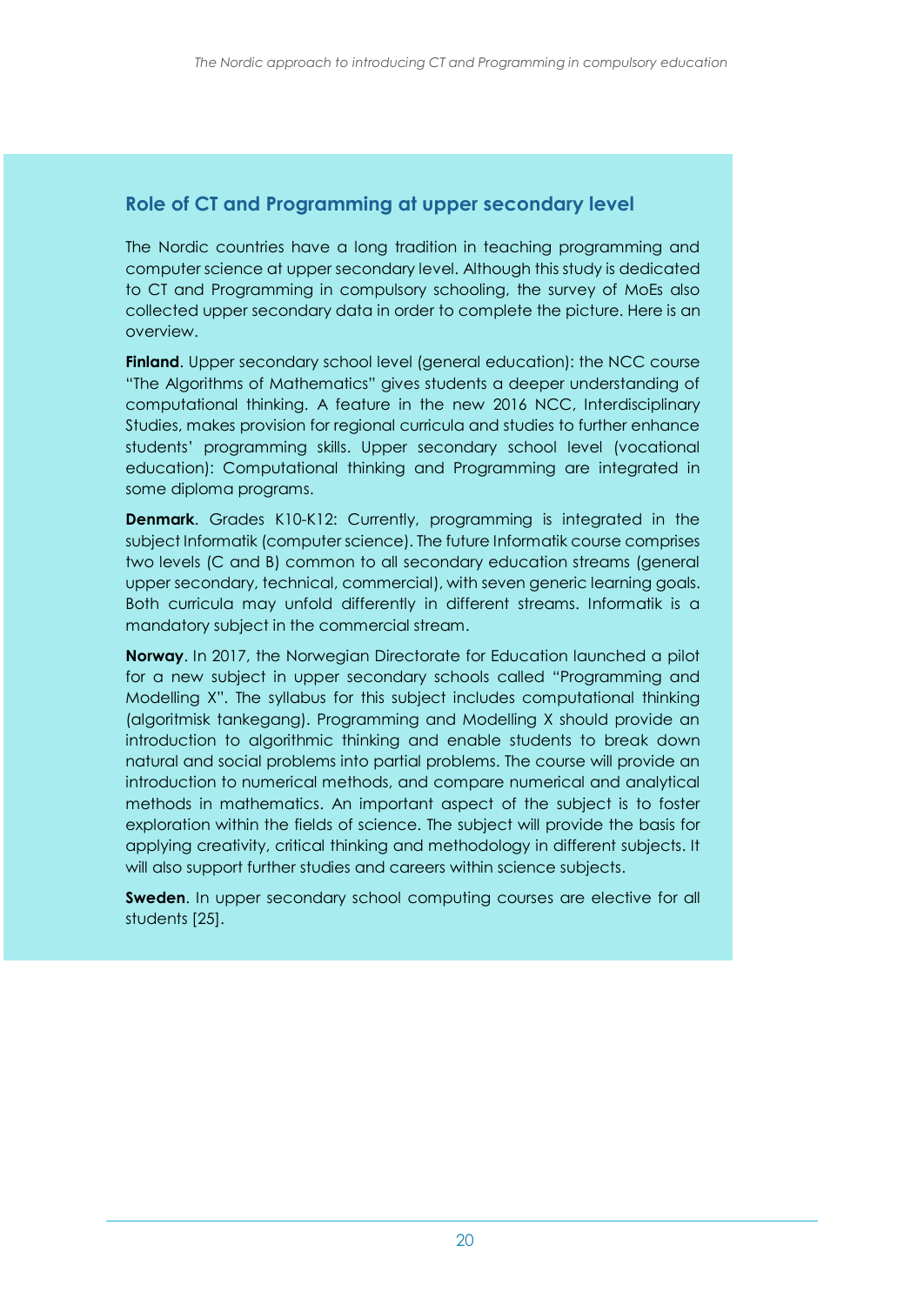## Role of CT and Programming at upper secondary level

The Nordic countries have a long tradition in teaching programming and computer science at upper secondary level. Although this study is dedicated to CT and Programming in compulsory schooling, the survey of MoEs also collected upper secondary data in order to complete the picture. Here is an overview.

**Finland**. Upper secondary school level (general education): the NCC course "The Algorithms of Mathematics" gives students a deeper understanding of computational thinking. A feature in the new 2016 NCC, Interdisciplinary Studies, makes provision for regional curricula and studies to further enhance students' programming skills. Upper secondary school level (vocational education): Computational thinking and Programming are integrated in some diploma programs.

**Denmark**. Grades K10-K12: Currently, programming is integrated in the subject Informatik (computer science). The future Informatik course comprises two levels (C and B) common to all secondary education streams (general upper secondary, technical, commercial), with seven generic learning goals. Both curricula may unfold differently in different streams. Informatik is a mandatory subject in the commercial stream.

**Norway**. In 2017, the Norwegian Directorate for Education launched a pilot for a new subject in upper secondary schools called "Programming and Modelling X". The syllabus for this subject includes computational thinking (algoritmisk tankegang). Programming and Modelling X should provide an introduction to algorithmic thinking and enable students to break down natural and social problems into partial problems. The course will provide an introduction to numerical methods, and compare numerical and analytical methods in mathematics. An important aspect of the subject is to foster exploration within the fields of science. The subject will provide the basis for applying creativity, critical thinking and methodology in different subjects. It will also support further studies and careers within science subjects.

**Sweden**. In upper secondary school computing courses are elective for all students [25].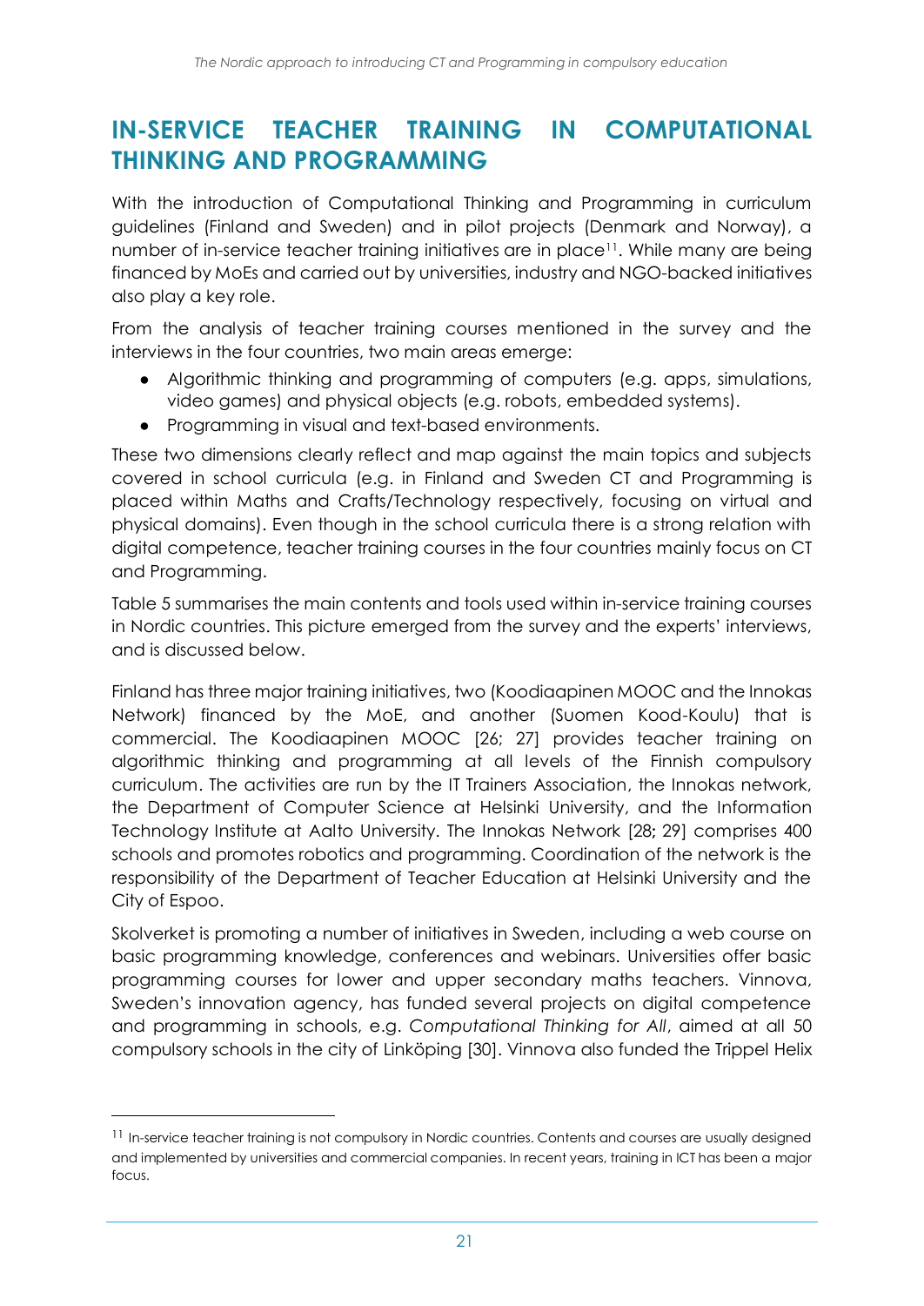## IN-SERVICE TEACHER TRAINING IN COMPUTATIONAL THINKING AND PROGRAMMING

With the introduction of Computational Thinking and Programming in curriculum guidelines (Finland and Sweden) and in pilot projects (Denmark and Norway), a number of in-service teacher training initiatives are in place[11]. While many are being financed by MoEs and carried out by universities, industry and NGO-backed initiatives also play a key role.

From the analysis of teacher training courses mentioned in the survey and the interviews in the four countries, two main areas emerge:

- Algorithmic thinking and programming of computers (e.g. apps, simulations, video games) and physical objects (e.g. robots, embedded systems).
- Programming in visual and text-based environments.

These two dimensions clearly reflect and map against the main topics and subjects covered in school curricula (e.g. in Finland and Sweden CT and Programming is placed within Maths and Crafts/Technology respectively, focusing on virtual and physical domains). Even though in the school curricula there is a strong relation with digital competence, teacher training courses in the four countries mainly focus on CT and Programming.

Table 5 summarises the main contents and tools used within in-service training courses in Nordic countries. This picture emerged from the survey and the experts' interviews, and is discussed below.

Finland has three major training initiatives, two (Koodiaapinen MOOC and the Innokas Network) financed by the MoE, and another (Suomen Kood-Koulu) that is commercial. The Koodiaapinen MOOC [26; 27] provides teacher training on algorithmic thinking and programming at all levels of the Finnish compulsory curriculum. The activities are run by the IT Trainers Association, the Innokas network, the Department of Computer Science at Helsinki University, and the Information Technology Institute at Aalto University. The Innokas Network [28; 29] comprises 400 schools and promotes robotics and programming. Coordination of the network is the responsibility of the Department of Teacher Education at Helsinki University and the City of Espoo.

Skolverket is promoting a number of initiatives in Sweden, including a web course on basic programming knowledge, conferences and webinars. Universities offer basic programming courses for lower and upper secondary maths teachers. Vinnova, Sweden's innovation agency, has funded several projects on digital competence and programming in schools, e.g. *Computational Thinking for All*, aimed at all 50 compulsory schools in the city of Linköping [30]. Vinnova also funded the Trippel Helix

[11] In-service teacher training is not compulsory in Nordic countries. Contents and courses are usually designed and implemented by universities and commercial companies. In recent years, training in ICT has been a major focus.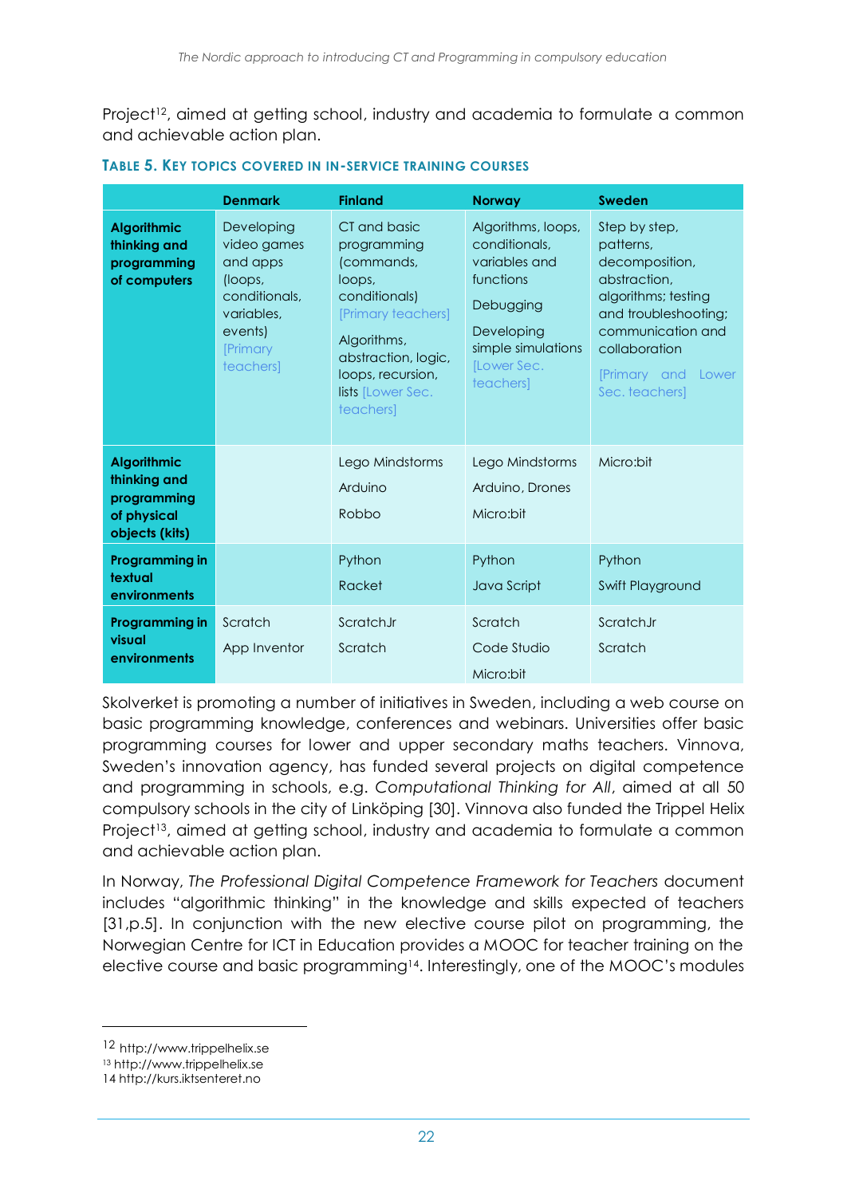Project[12], aimed at getting school, industry and academia to formulate a common and achievable action plan.

**TABLE 5. KEY TOPICS COVERED IN IN-SERVICE TRAINING COURSES**

| | Denmark | Finland | Norway | Sweden |
|---|---|---|---|---|
| **Algorithmic thinking and programming of computers** | Developing video games and apps (loops, conditionals, variables, events) [Primary teachers] | CT and basic programming (commands, loops, conditionals) [Primary teachers] Algorithms, abstraction, logic, loops, recursion, lists [Lower Sec. teachers] | Algorithms, loops, conditionals, variables and functions Debugging Developing simple simulations [Lower Sec. teachers] | Step by step, patterns, decomposition, abstraction, algorithms; testing and troubleshooting; communication and collaboration [Primary and Lower Sec. teachers] |
| **Algorithmic thinking and programming of physical objects (kits)** | | Lego Mindstorms Arduino Robbo | Lego Mindstorms Arduino, Drones Micro:bit | Micro:bit |
| **Programming in textual environments** | | Python Racket | Python Java Script | Python Swift Playground |
| **Programming in visual environments** | Scratch App Inventor | ScratchJr Scratch | Scratch Code Studio Micro:bit | ScratchJr Scratch |

Skolverket is promoting a number of initiatives in Sweden, including a web course on basic programming knowledge, conferences and webinars. Universities offer basic programming courses for lower and upper secondary maths teachers. Vinnova, Sweden's innovation agency, has funded several projects on digital competence and programming in schools, e.g. *Computational Thinking for All*, aimed at all 50 compulsory schools in the city of Linköping [30]. Vinnova also funded the Trippel Helix Project[13], aimed at getting school, industry and academia to formulate a common and achievable action plan.

In Norway, *The Professional Digital Competence Framework for Teachers* document includes "algorithmic thinking" in the knowledge and skills expected of teachers [31,p.5]. In conjunction with the new elective course pilot on programming, the Norwegian Centre for ICT in Education provides a MOOC for teacher training on the elective course and basic programming[14]. Interestingly, one of the MOOC's modules

---

[12] http://www.trippelhelix.se
[13] http://www.trippelhelix.se
[14] http://kurs.iktsenteret.no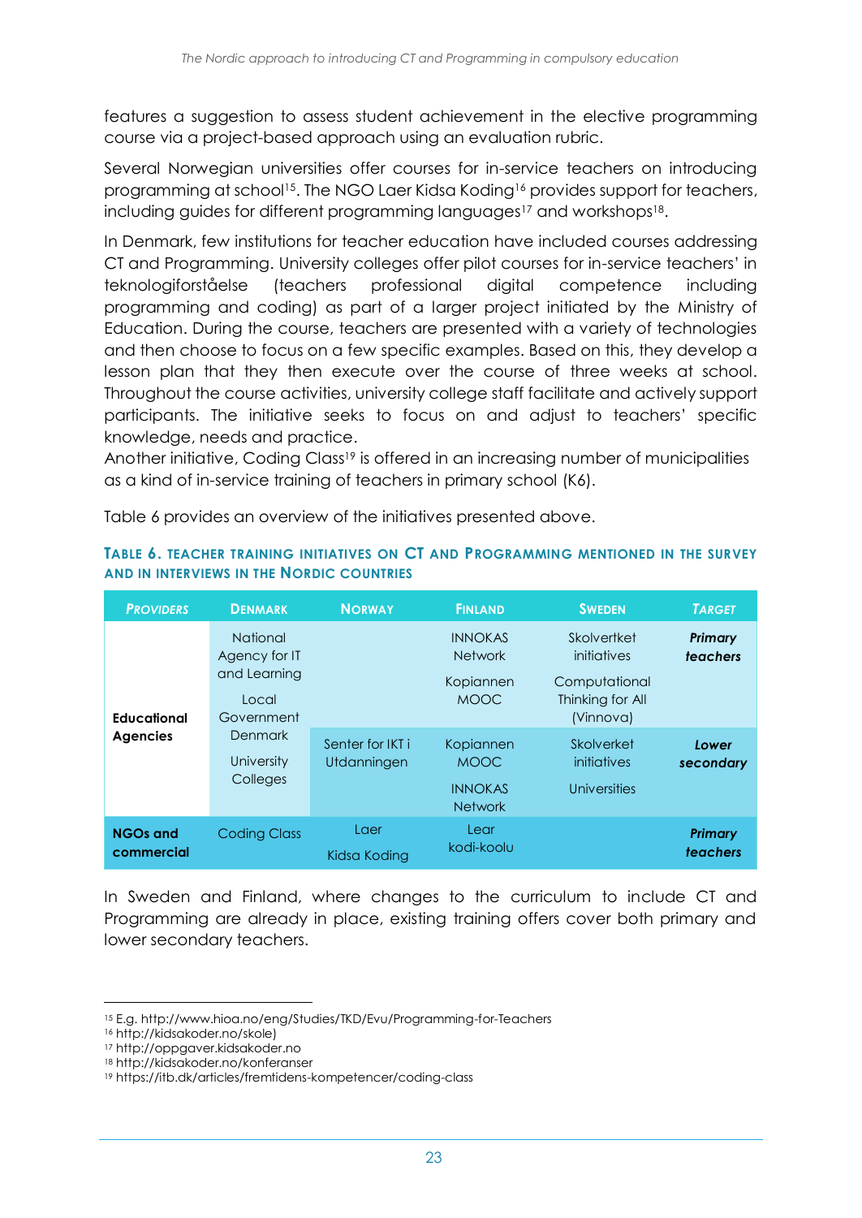features a suggestion to assess student achievement in the elective programming course via a project-based approach using an evaluation rubric.

Several Norwegian universities offer courses for in-service teachers on introducing programming at school[15]. The NGO Laer Kidsa Koding[16] provides support for teachers, including guides for different programming languages[17] and workshops[18].

In Denmark, few institutions for teacher education have included courses addressing CT and Programming. University colleges offer pilot courses for in-service teachers' in teknologiforståelse (teachers professional digital competence including programming and coding) as part of a larger project initiated by the Ministry of Education. During the course, teachers are presented with a variety of technologies and then choose to focus on a few specific examples. Based on this, they develop a lesson plan that they then execute over the course of three weeks at school. Throughout the course activities, university college staff facilitate and actively support participants. The initiative seeks to focus on and adjust to teachers' specific knowledge, needs and practice.
Another initiative, Coding Class[19] is offered in an increasing number of municipalities as a kind of in-service training of teachers in primary school (K6).

Table 6 provides an overview of the initiatives presented above.

**Table 6. Teacher training initiatives on CT and Programming mentioned in the survey and in interviews in the Nordic countries**

| *Providers* | Denmark | Norway | Finland | Sweden | *Target* |
|---|---|---|---|---|---|
| **Educational Agencies** | National Agency for IT and Learning<br>Local Government Denmark<br>University Colleges | | INNOKAS Network<br>Kopiannen MOOC | Skolvertket initiatives<br>Computational Thinking for All (Vinnova) | ***Primary teachers*** |
| | | Senter for IKT i Utdanningen | Kopiannen MOOC<br>INNOKAS Network | Skolverket initiatives<br>Universities | ***Lower secondary*** |
| **NGOs and commercial** | Coding Class | Laer Kidsa Koding | Lear kodi-koolu | | ***Primary teachers*** |

In Sweden and Finland, where changes to the curriculum to include CT and Programming are already in place, existing training offers cover both primary and lower secondary teachers.

[15] E.g. http://www.hioa.no/eng/Studies/TKD/Evu/Programming-for-Teachers
[16] http://kidsakoder.no/skole)
[17] http://oppgaver.kidsakoder.no
[18] http://kidsakoder.no/konferanser
[19] https://itb.dk/articles/fremtidens-kompetencer/coding-class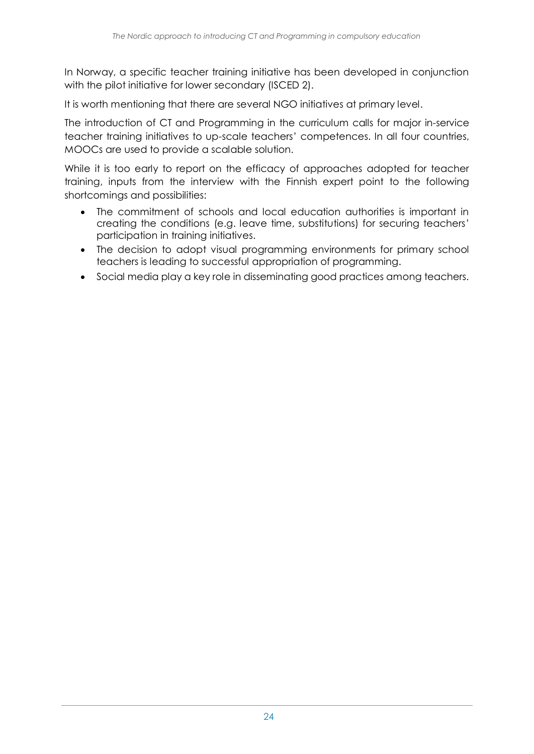In Norway, a specific teacher training initiative has been developed in conjunction with the pilot initiative for lower secondary (ISCED 2).

It is worth mentioning that there are several NGO initiatives at primary level.

The introduction of CT and Programming in the curriculum calls for major in-service teacher training initiatives to up-scale teachers' competences. In all four countries, MOOCs are used to provide a scalable solution.

While it is too early to report on the efficacy of approaches adopted for teacher training, inputs from the interview with the Finnish expert point to the following shortcomings and possibilities:

- The commitment of schools and local education authorities is important in creating the conditions (e.g. leave time, substitutions) for securing teachers' participation in training initiatives.
- The decision to adopt visual programming environments for primary school teachers is leading to successful appropriation of programming.
- Social media play a key role in disseminating good practices among teachers.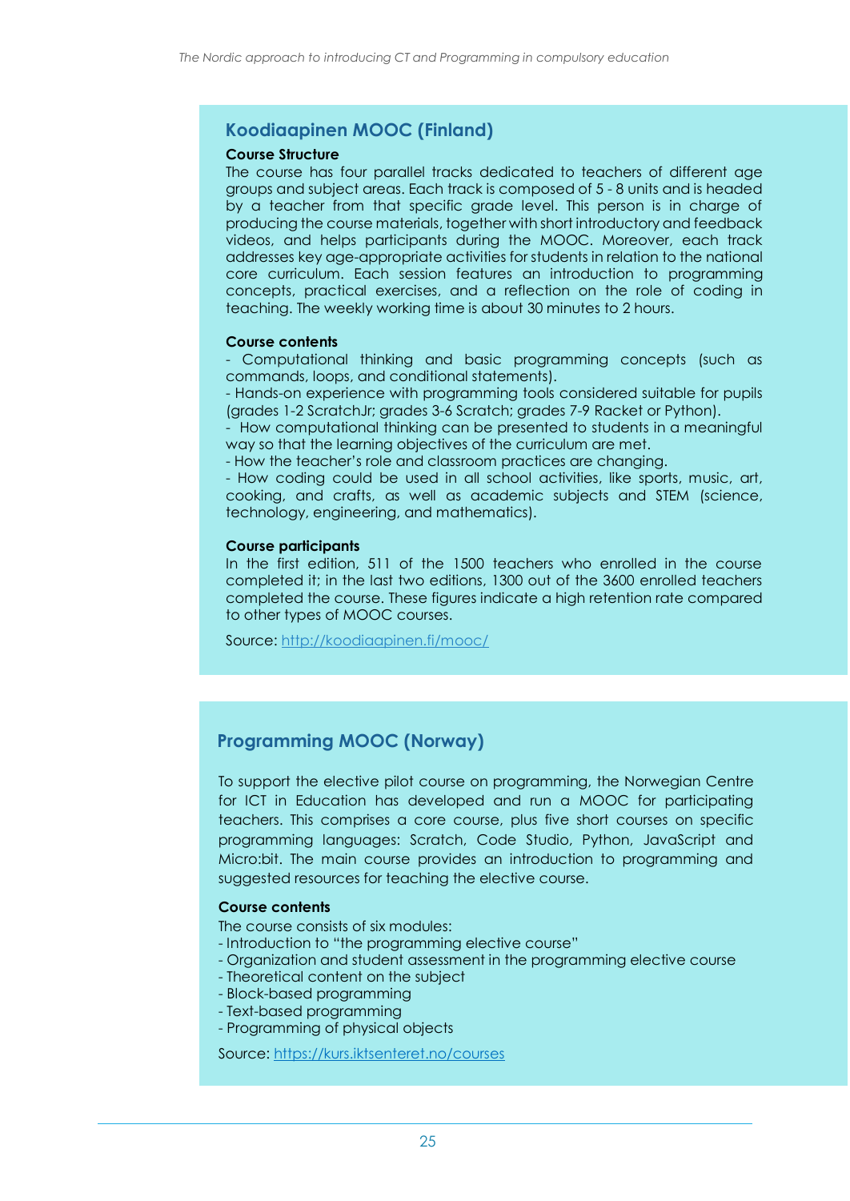## Koodiaapinen MOOC (Finland)

**Course Structure**

The course has four parallel tracks dedicated to teachers of different age groups and subject areas. Each track is composed of 5 - 8 units and is headed by a teacher from that specific grade level. This person is in charge of producing the course materials, together with short introductory and feedback videos, and helps participants during the MOOC. Moreover, each track addresses key age-appropriate activities for students in relation to the national core curriculum. Each session features an introduction to programming concepts, practical exercises, and a reflection on the role of coding in teaching. The weekly working time is about 30 minutes to 2 hours.

**Course contents**

- Computational thinking and basic programming concepts (such as commands, loops, and conditional statements).
- Hands-on experience with programming tools considered suitable for pupils (grades 1-2 ScratchJr; grades 3-6 Scratch; grades 7-9 Racket or Python).
- How computational thinking can be presented to students in a meaningful way so that the learning objectives of the curriculum are met.
- How the teacher's role and classroom practices are changing.
- How coding could be used in all school activities, like sports, music, art, cooking, and crafts, as well as academic subjects and STEM (science, technology, engineering, and mathematics).

**Course participants**

In the first edition, 511 of the 1500 teachers who enrolled in the course completed it; in the last two editions, 1300 out of the 3600 enrolled teachers completed the course. These figures indicate a high retention rate compared to other types of MOOC courses.

Source: http://koodiaapinen.fi/mooc/

## Programming MOOC (Norway)

To support the elective pilot course on programming, the Norwegian Centre for ICT in Education has developed and run a MOOC for participating teachers. This comprises a core course, plus five short courses on specific programming languages: Scratch, Code Studio, Python, JavaScript and Micro:bit. The main course provides an introduction to programming and suggested resources for teaching the elective course.

**Course contents**

The course consists of six modules:

- Introduction to "the programming elective course"
- Organization and student assessment in the programming elective course
- Theoretical content on the subject
- Block-based programming
- Text-based programming
- Programming of physical objects

Source: https://kurs.iktsenteret.no/courses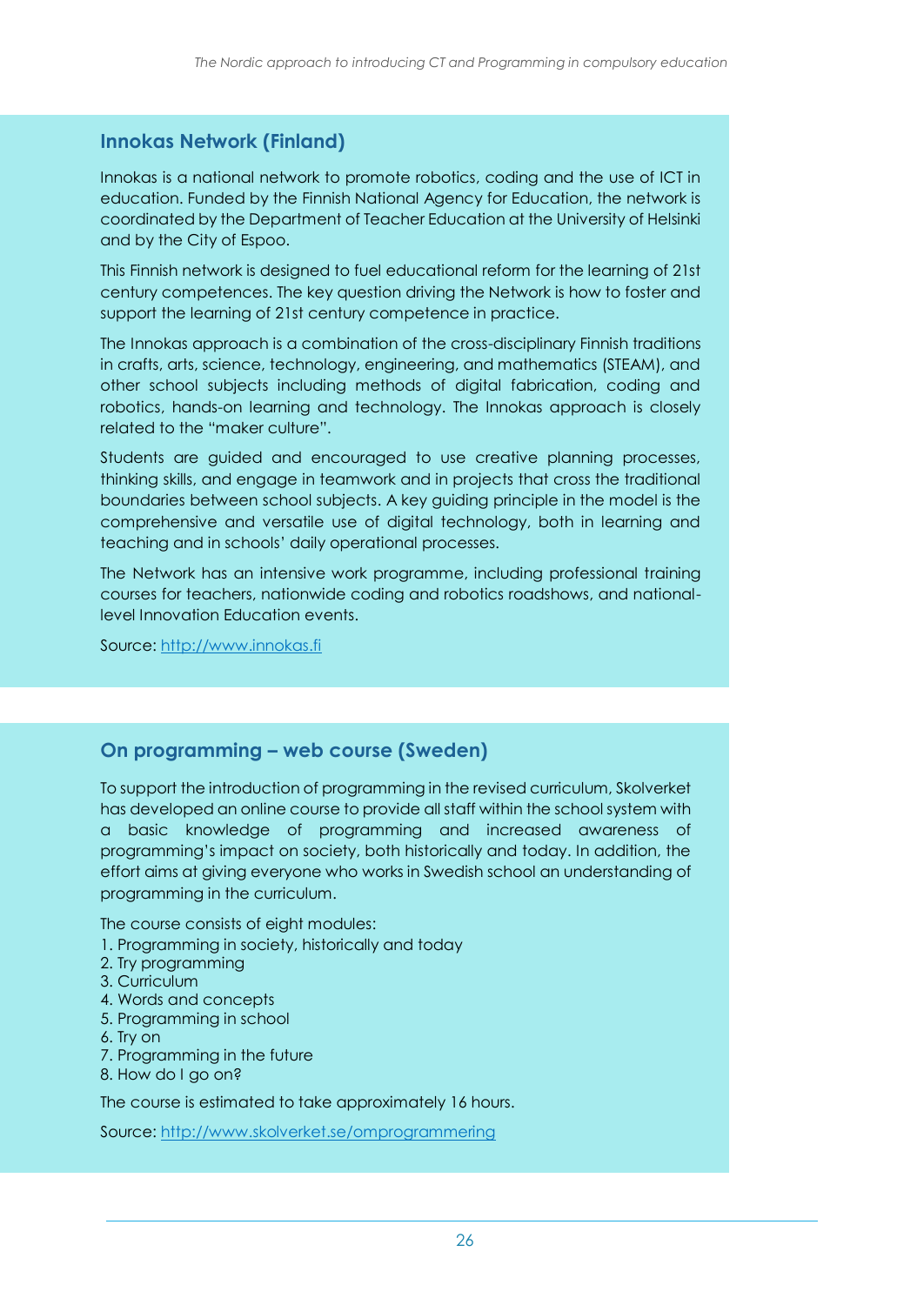### Innokas Network (Finland)

Innokas is a national network to promote robotics, coding and the use of ICT in education. Funded by the Finnish National Agency for Education, the network is coordinated by the Department of Teacher Education at the University of Helsinki and by the City of Espoo.

This Finnish network is designed to fuel educational reform for the learning of 21st century competences. The key question driving the Network is how to foster and support the learning of 21st century competence in practice.

The Innokas approach is a combination of the cross-disciplinary Finnish traditions in crafts, arts, science, technology, engineering, and mathematics (STEAM), and other school subjects including methods of digital fabrication, coding and robotics, hands-on learning and technology. The Innokas approach is closely related to the "maker culture".

Students are guided and encouraged to use creative planning processes, thinking skills, and engage in teamwork and in projects that cross the traditional boundaries between school subjects. A key guiding principle in the model is the comprehensive and versatile use of digital technology, both in learning and teaching and in schools' daily operational processes.

The Network has an intensive work programme, including professional training courses for teachers, nationwide coding and robotics roadshows, and national-level Innovation Education events.

Source: [http://www.innokas.fi](http://www.innokas.fi)

### On programming – web course (Sweden)

To support the introduction of programming in the revised curriculum, Skolverket has developed an online course to provide all staff within the school system with a basic knowledge of programming and increased awareness of programming's impact on society, both historically and today. In addition, the effort aims at giving everyone who works in Swedish school an understanding of programming in the curriculum.

The course consists of eight modules:

1. Programming in society, historically and today
2. Try programming
3. Curriculum
4. Words and concepts
5. Programming in school
6. Try on
7. Programming in the future
8. How do I go on?

The course is estimated to take approximately 16 hours.

Source: [http://www.skolverket.se/omprogrammering](http://www.skolverket.se/omprogrammering)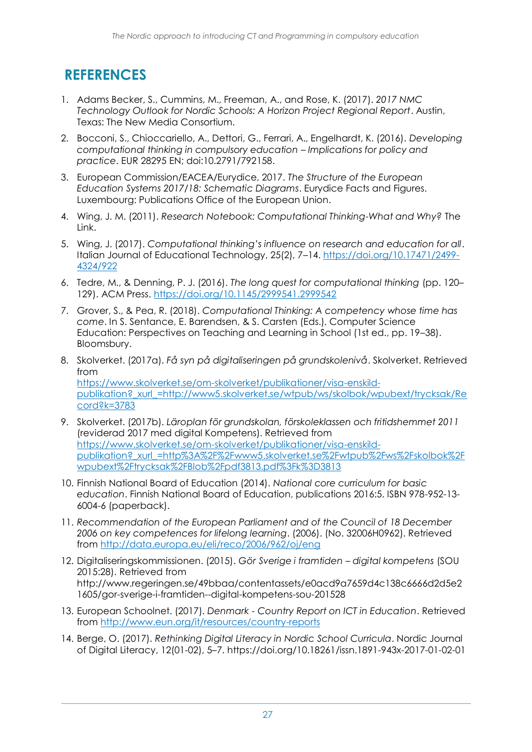# REFERENCES

1. Adams Becker, S., Cummins, M., Freeman, A., and Rose, K. (2017). *2017 NMC Technology Outlook for Nordic Schools: A Horizon Project Regional Report*. Austin, Texas: The New Media Consortium.
2. Bocconi, S., Chioccariello, A., Dettori, G., Ferrari, A., Engelhardt, K. (2016). *Developing computational thinking in compulsory education – Implications for policy and practice*. EUR 28295 EN; doi:10.2791/792158.
3. European Commission/EACEA/Eurydice, 2017. *The Structure of the European Education Systems 2017/18: Schematic Diagrams*. Eurydice Facts and Figures. Luxembourg: Publications Office of the European Union.
4. Wing, J. M. (2011). *Research Notebook: Computational Thinking-What and Why?* The Link.
5. Wing, J. (2017). *Computational thinking's influence on research and education for all*. Italian Journal of Educational Technology, 25(2), 7–14. https://doi.org/10.17471/2499-4324/922
6. Tedre, M., & Denning, P. J. (2016). *The long quest for computational thinking* (pp. 120–129). ACM Press. https://doi.org/10.1145/2999541.2999542
7. Grover, S., & Pea, R. (2018). *Computational Thinking: A competency whose time has come*. In S. Sentance, E. Barendsen, & S. Carsten (Eds.), Computer Science Education: Perspectives on Teaching and Learning in School (1st ed., pp. 19–38). Bloomsbury.
8. Skolverket. (2017a). *Få syn på digitaliseringen på grundskolenivå*. Skolverket. Retrieved from https://www.skolverket.se/om-skolverket/publikationer/visa-enskild-publikation?_xurl_=http://www5.skolverket.se/wtpub/ws/skolbok/wpubext/trycksak/Record?k=3783
9. Skolverket. (2017b). *Läroplan för grundskolan, förskoleklassen och fritidshemmet 2011* (reviderad 2017 med digital Kompetens). Retrieved from https://www.skolverket.se/om-skolverket/publikationer/visa-enskild-publikation?_xurl_=http%3A%2F%2Fwww5.skolverket.se%2Fwtpub%2Fws%2Fskolbok%2Fwpubext%2Ftrycksak%2FBlob%2Fpdf3813.pdf%3Fk%3D3813
10. Finnish National Board of Education (2014). *National core curriculum for basic education*. Finnish National Board of Education, publications 2016:5. ISBN 978-952-13-6004-6 (paperback).
11. *Recommendation of the European Parliament and of the Council of 18 December 2006 on key competences for lifelong learning*. (2006). (No. 32006H0962). Retrieved from http://data.europa.eu/eli/reco/2006/962/oj/eng
12. Digitaliseringskommissionen. (2015). *Gör Sverige i framtiden – digital kompetens* (SOU 2015:28). Retrieved from http://www.regeringen.se/49bbaa/contentassets/e0acd9a7659d4c138c6666d2d5e21605/gor-sverige-i-framtiden--digital-kompetens-sou-201528
13. European Schoolnet. (2017). *Denmark - Country Report on ICT in Education*. Retrieved from http://www.eun.org/it/resources/country-reports
14. Berge, O. (2017). *Rethinking Digital Literacy in Nordic School Curricula*. Nordic Journal of Digital Literacy, 12(01-02), 5–7. https://doi.org/10.18261/issn.1891-943x-2017-01-02-01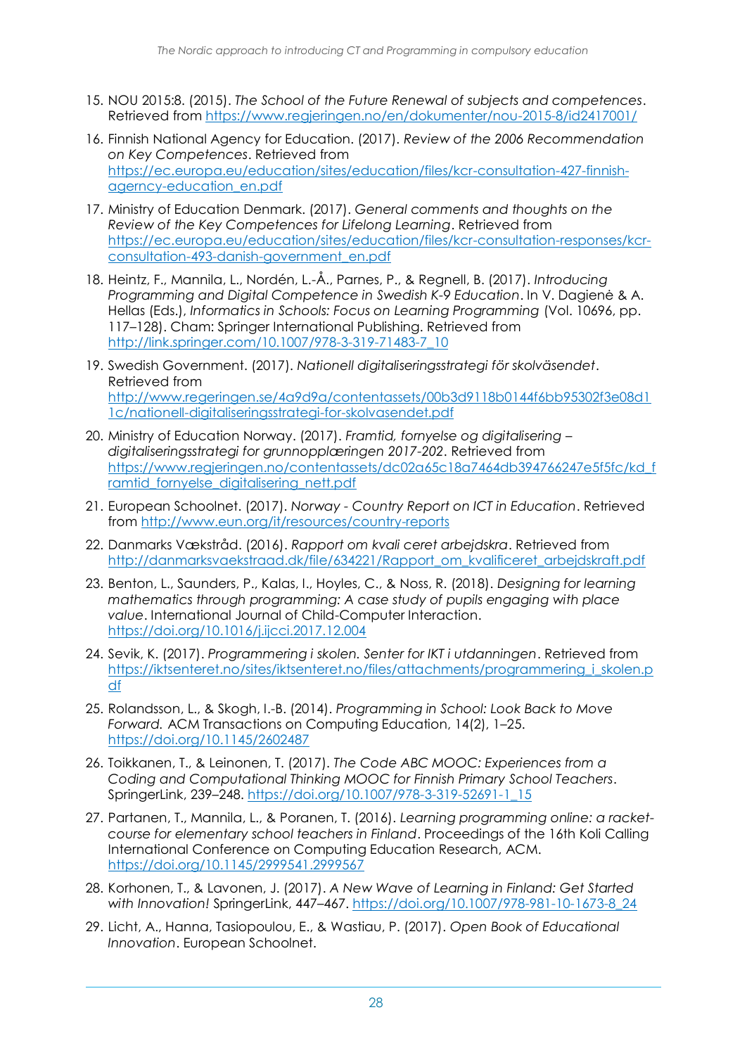15. NOU 2015:8. (2015). *The School of the Future Renewal of subjects and competences*. Retrieved from https://www.regjeringen.no/en/dokumenter/nou-2015-8/id2417001/

16. Finnish National Agency for Education. (2017). *Review of the 2006 Recommendation on Key Competences*. Retrieved from https://ec.europa.eu/education/sites/education/files/kcr-consultation-427-finnish-agerncy-education_en.pdf

17. Ministry of Education Denmark. (2017). *General comments and thoughts on the Review of the Key Competences for Lifelong Learning*. Retrieved from https://ec.europa.eu/education/sites/education/files/kcr-consultation-responses/kcr-consultation-493-danish-government_en.pdf

18. Heintz, F., Mannila, L., Nordén, L.-Å., Parnes, P., & Regnell, B. (2017). *Introducing Programming and Digital Competence in Swedish K-9 Education*. In V. Dagienė & A. Hellas (Eds.), *Informatics in Schools: Focus on Learning Programming* (Vol. 10696, pp. 117–128). Cham: Springer International Publishing. Retrieved from http://link.springer.com/10.1007/978-3-319-71483-7_10

19. Swedish Government. (2017). *Nationell digitaliseringsstrategi för skolväsendet*. Retrieved from http://www.regeringen.se/4a9d9a/contentassets/00b3d9118b0144f6bb95302f3e08d11c/nationell-digitaliseringsstrategi-for-skolvasendet.pdf

20. Ministry of Education Norway. (2017). *Framtid, fornyelse og digitalisering – digitaliseringsstrategi for grunnopplæringen 2017-202*. Retrieved from https://www.regjeringen.no/contentassets/dc02a65c18a7464db394766247e5f5fc/kd_framtid_fornyelse_digitalisering_nett.pdf

21. European Schoolnet. (2017). *Norway - Country Report on ICT in Education*. Retrieved from http://www.eun.org/it/resources/country-reports

22. Danmarks Vækstråd. (2016). *Rapport om kvali ceret arbejdskra*. Retrieved from http://danmarksvaekstraad.dk/file/634221/Rapport_om_kvalificeret_arbejdskraft.pdf

23. Benton, L., Saunders, P., Kalas, I., Hoyles, C., & Noss, R. (2018). *Designing for learning mathematics through programming: A case study of pupils engaging with place value*. International Journal of Child-Computer Interaction. https://doi.org/10.1016/j.ijcci.2017.12.004

24. Sevik, K. (2017). *Programmering i skolen. Senter for IKT i utdanningen*. Retrieved from https://iktsenteret.no/sites/iktsenteret.no/files/attachments/programmering_i_skolen.pdf

25. Rolandsson, L., & Skogh, I.-B. (2014). *Programming in School: Look Back to Move Forward.* ACM Transactions on Computing Education, 14(2), 1–25. https://doi.org/10.1145/2602487

26. Toikkanen, T., & Leinonen, T. (2017). *The Code ABC MOOC: Experiences from a Coding and Computational Thinking MOOC for Finnish Primary School Teachers*. SpringerLink, 239–248. https://doi.org/10.1007/978-3-319-52691-1_15

27. Partanen, T., Mannila, L., & Poranen, T. (2016). *Learning programming online: a racket-course for elementary school teachers in Finland*. Proceedings of the 16th Koli Calling International Conference on Computing Education Research, ACM. https://doi.org/10.1145/2999541.2999567

28. Korhonen, T., & Lavonen, J. (2017). *A New Wave of Learning in Finland: Get Started with Innovation!* SpringerLink, 447–467. https://doi.org/10.1007/978-981-10-1673-8_24

29. Licht, A., Hanna, Tasiopoulou, E., & Wastiau, P. (2017). *Open Book of Educational Innovation*. European Schoolnet.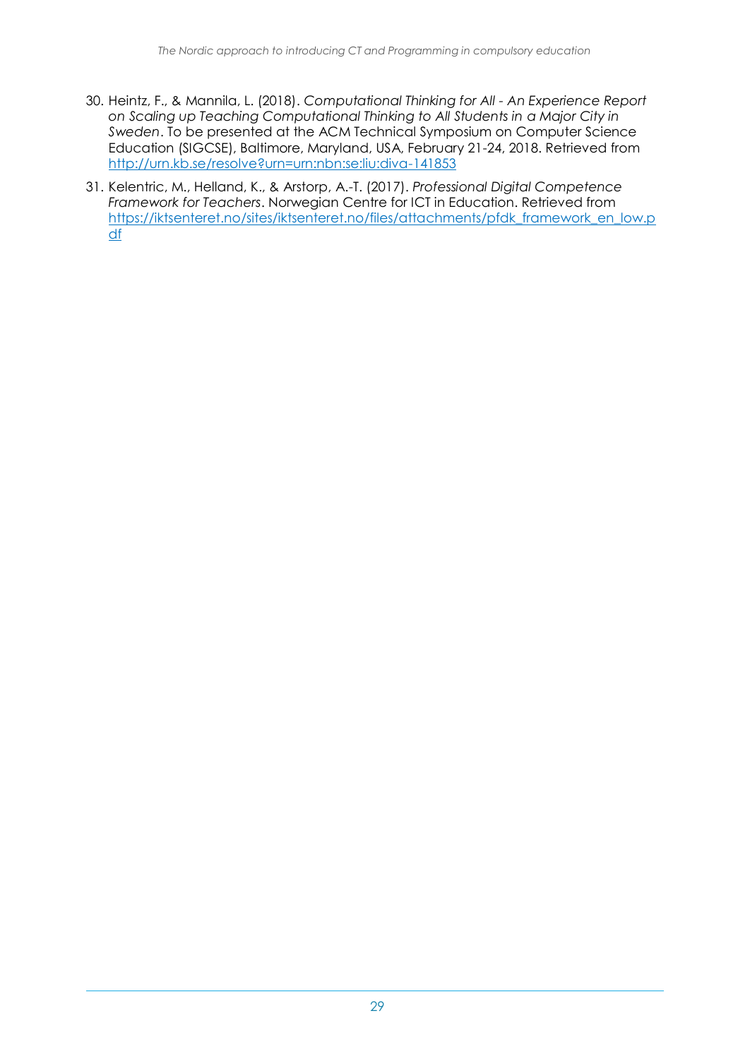30. Heintz, F., & Mannila, L. (2018). *Computational Thinking for All - An Experience Report on Scaling up Teaching Computational Thinking to All Students in a Major City in Sweden*. To be presented at the ACM Technical Symposium on Computer Science Education (SIGCSE), Baltimore, Maryland, USA, February 21-24, 2018. Retrieved from http://urn.kb.se/resolve?urn=urn:nbn:se:liu:diva-141853
31. Kelentric, M., Helland, K., & Arstorp, A.-T. (2017). *Professional Digital Competence Framework for Teachers*. Norwegian Centre for ICT in Education. Retrieved from https://iktsenteret.no/sites/iktsenteret.no/files/attachments/pfdk_framework_en_low.pdf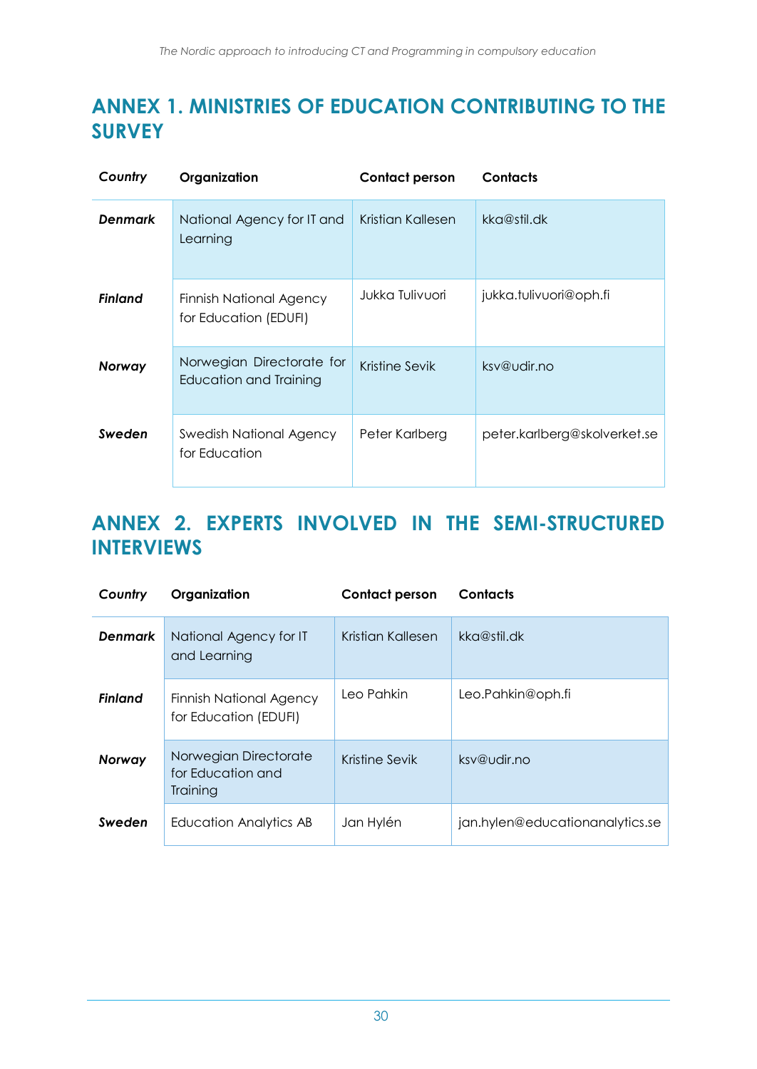# ANNEX 1. MINISTRIES OF EDUCATION CONTRIBUTING TO THE SURVEY

| *Country* | Organization | Contact person | Contacts |
|---|---|---|---|
| ***Denmark*** | National Agency for IT and Learning | Kristian Kallesen | kka@stil.dk |
| ***Finland*** | Finnish National Agency for Education (EDUFI) | Jukka Tulivuori | jukka.tulivuori@oph.fi |
| ***Norway*** | Norwegian Directorate for Education and Training | Kristine Sevik | ksv@udir.no |
| ***Sweden*** | Swedish National Agency for Education | Peter Karlberg | peter.karlberg@skolverket.se |

# ANNEX 2. EXPERTS INVOLVED IN THE SEMI-STRUCTURED INTERVIEWS

| *Country* | Organization | Contact person | Contacts |
|---|---|---|---|
| ***Denmark*** | National Agency for IT and Learning | Kristian Kallesen | kka@stil.dk |
| ***Finland*** | Finnish National Agency for Education (EDUFI) | Leo Pahkin | Leo.Pahkin@oph.fi |
| ***Norway*** | Norwegian Directorate for Education and Training | Kristine Sevik | ksv@udir.no |
| ***Sweden*** | Education Analytics AB | Jan Hylén | jan.hylen@educationanalytics.se |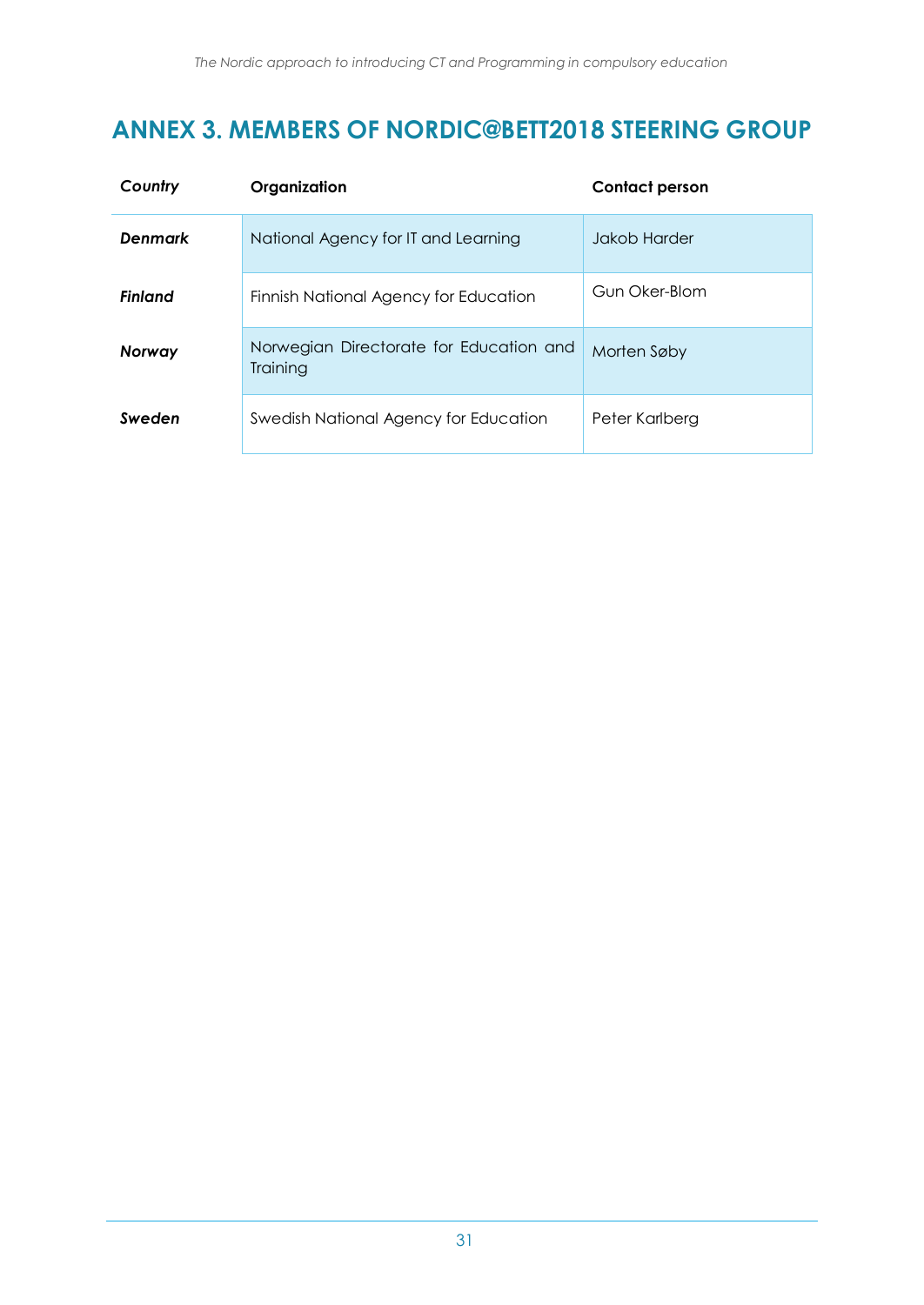## ANNEX 3. MEMBERS OF NORDIC@BETT2018 STEERING GROUP

| *Country* | Organization | Contact person |
|---|---|---|
| ***Denmark*** | National Agency for IT and Learning | Jakob Harder |
| ***Finland*** | Finnish National Agency for Education | Gun Oker-Blom |
| ***Norway*** | Norwegian Directorate for Education and Training | Morten Søby |
| ***Sweden*** | Swedish National Agency for Education | Peter Karlberg |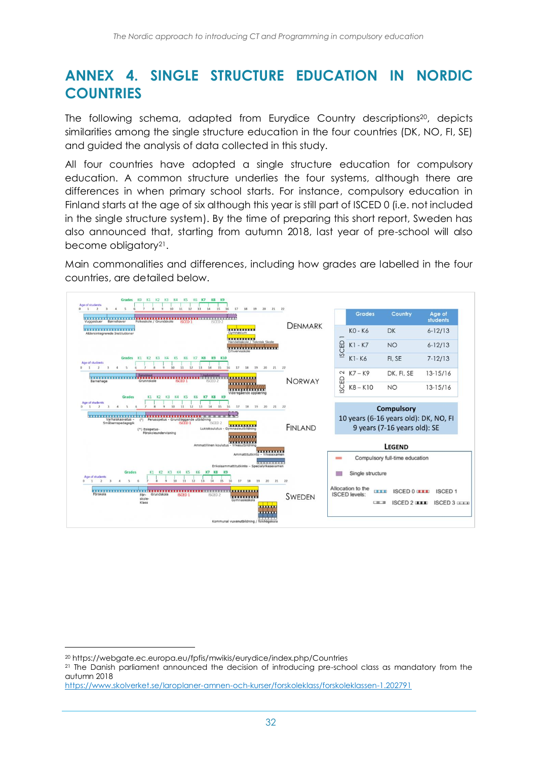# ANNEX 4. SINGLE STRUCTURE EDUCATION IN NORDIC COUNTRIES

The following schema, adapted from Eurydice Country descriptions[20], depicts similarities among the single structure education in the four countries (DK, NO, FI, SE) and guided the analysis of data collected in this study.

All four countries have adopted a single structure education for compulsory education. A common structure underlies the four systems, although there are differences in when primary school starts. For instance, compulsory education in Finland starts at the age of six although this year is still part of ISCED 0 (i.e. not included in the single structure system). By the time of preparing this short report, Sweden has also announced that, starting from autumn 2018, last year of pre-school will also become obligatory[21].

Main commonalities and differences, including how grades are labelled in the four countries, are detailed below.

| | Grades | Country | Age of students |
|---|---|---|---|
| ISCED 1 | K0 - K6 | DK | 6-12/13 |
| | K1 - K7 | NO | 6-12/13 |
| | K1- K6 | FI, SE | 7-12/13 |
| ISCED 2 | K7 – K9 | DK, FI, SE | 13-15/16 |
| | K8 – K10 | NO | 13-15/16 |

**Compulsory**
10 years (6-16 years old): DK, NO, FI
9 years (7-16 years old): SE

**LEGEND**

- Compulsory full-time education
- Single structure
- Allocation to the ISCED levels: ISCED 0, ISCED 1, ISCED 2, ISCED 3

[20] https://webgate.ec.europa.eu/fpfis/mwikis/eurydice/index.php/Countries

[21] The Danish parliament announced the decision of introducing pre-school class as mandatory from the autumn 2018
https://www.skolverket.se/laroplaner-amnen-och-kurser/forskoleklass/forskoleklassen-1.202791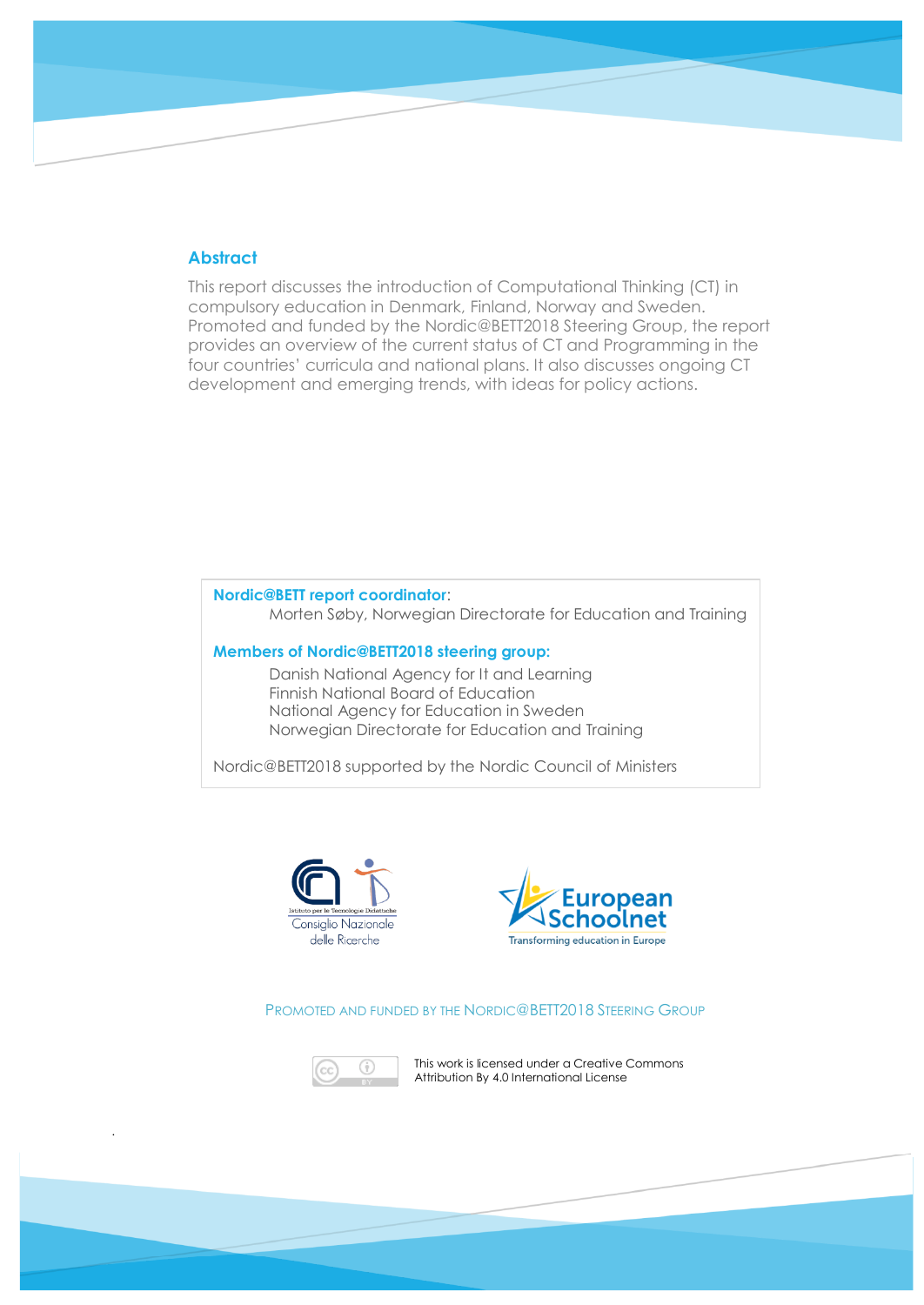## Abstract

This report discusses the introduction of Computational Thinking (CT) in compulsory education in Denmark, Finland, Norway and Sweden. Promoted and funded by the Nordic@BETT2018 Steering Group, the report provides an overview of the current status of CT and Programming in the four countries' curricula and national plans. It also discusses ongoing CT development and emerging trends, with ideas for policy actions.

**Nordic@BETT report coordinator**:
Morten Søby, Norwegian Directorate for Education and Training

**Members of Nordic@BETT2018 steering group:**
Danish National Agency for It and Learning
Finnish National Board of Education
National Agency for Education in Sweden
Norwegian Directorate for Education and Training

Nordic@BETT2018 supported by the Nordic Council of Ministers

Istituto per le Tecnologie Didattiche
Consiglio Nazionale delle Ricerche

European Schoolnet
Transforming education in Europe

PROMOTED AND FUNDED BY THE NORDIC@BETT2018 STEERING GROUP

This work is licensed under a Creative Commons Attribution By 4.0 International License